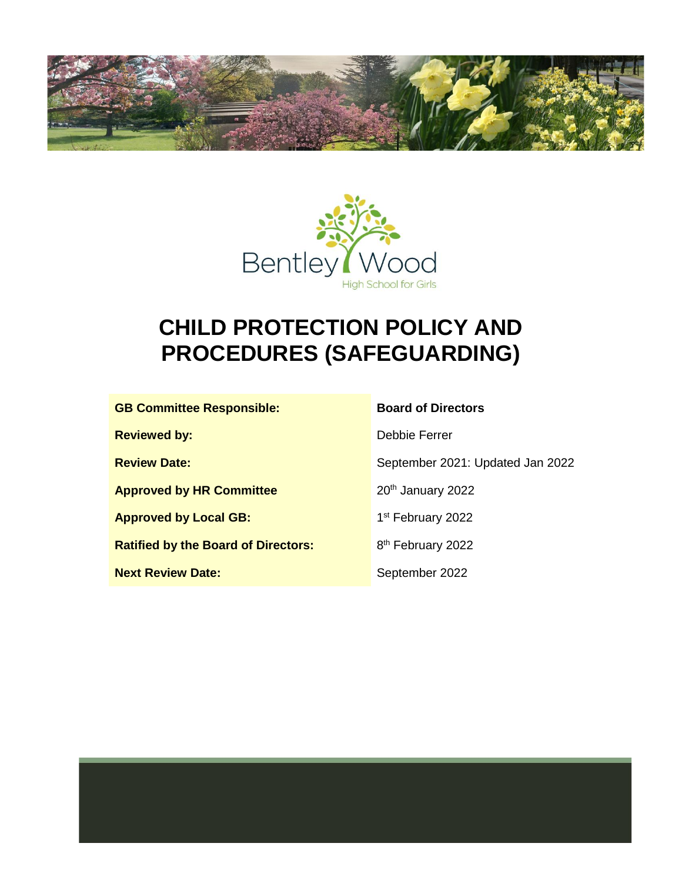Bentley Wood
High School for Girls

# CHILD PROTECTION POLICY AND PROCEDURES (SAFEGUARDING)

| | |
|---|---|
| **GB Committee Responsible:** | **Board of Directors** |
| **Reviewed by:** | Debbie Ferrer |
| **Review Date:** | September 2021: Updated Jan 2022 |
| **Approved by HR Committee** | 20th January 2022 |
| **Approved by Local GB:** | 1st February 2022 |
| **Ratified by the Board of Directors:** | 8th February 2022 |
| **Next Review Date:** | September 2022 |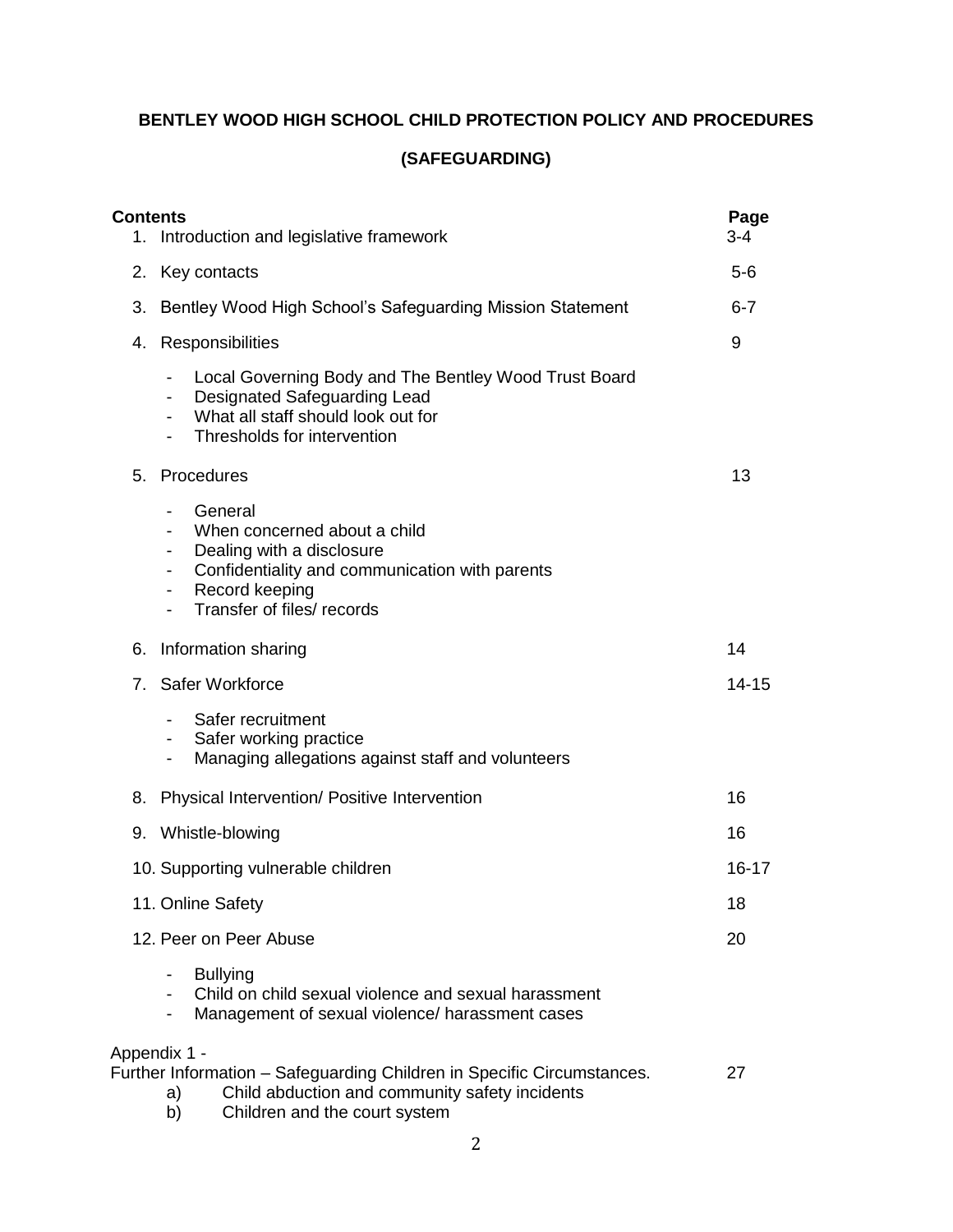**BENTLEY WOOD HIGH SCHOOL CHILD PROTECTION POLICY AND PROCEDURES**

**(SAFEGUARDING)**

| **Contents** | **Page** |
|---|---|
| 1. Introduction and legislative framework | 3-4 |
| 2. Key contacts | 5-6 |
| 3. Bentley Wood High School's Safeguarding Mission Statement | 6-7 |
| 4. Responsibilities | 9 |
| - Local Governing Body and The Bentley Wood Trust Board<br>- Designated Safeguarding Lead<br>- What all staff should look out for<br>- Thresholds for intervention | |
| 5. Procedures | 13 |
| - General<br>- When concerned about a child<br>- Dealing with a disclosure<br>- Confidentiality and communication with parents<br>- Record keeping<br>- Transfer of files/ records | |
| 6. Information sharing | 14 |
| 7. Safer Workforce | 14-15 |
| - Safer recruitment<br>- Safer working practice<br>- Managing allegations against staff and volunteers | |
| 8. Physical Intervention/ Positive Intervention | 16 |
| 9. Whistle-blowing | 16 |
| 10. Supporting vulnerable children | 16-17 |
| 11. Online Safety | 18 |
| 12. Peer on Peer Abuse | 20 |
| - Bullying<br>- Child on child sexual violence and sexual harassment<br>- Management of sexual violence/ harassment cases | |
| Appendix 1 -<br>Further Information – Safeguarding Children in Specific Circumstances.<br>a) Child abduction and community safety incidents<br>b) Children and the court system | 27 |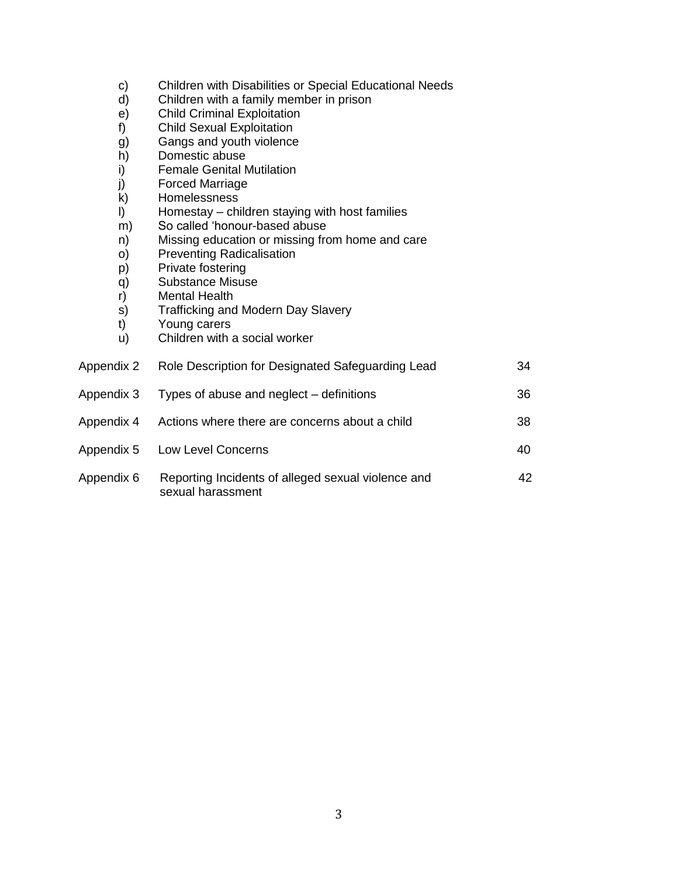c) Children with Disabilities or Special Educational Needs
d) Children with a family member in prison
e) Child Criminal Exploitation
f) Child Sexual Exploitation
g) Gangs and youth violence
h) Domestic abuse
i) Female Genital Mutilation
j) Forced Marriage
k) Homelessness
l) Homestay – children staying with host families
m) So called 'honour-based abuse
n) Missing education or missing from home and care
o) Preventing Radicalisation
p) Private fostering
q) Substance Misuse
r) Mental Health
s) Trafficking and Modern Day Slavery
t) Young carers
u) Children with a social worker

| | | |
|---|---|---|
| Appendix 2 | Role Description for Designated Safeguarding Lead | 34 |
| Appendix 3 | Types of abuse and neglect – definitions | 36 |
| Appendix 4 | Actions where there are concerns about a child | 38 |
| Appendix 5 | Low Level Concerns | 40 |
| Appendix 6 | Reporting Incidents of alleged sexual violence and sexual harassment | 42 |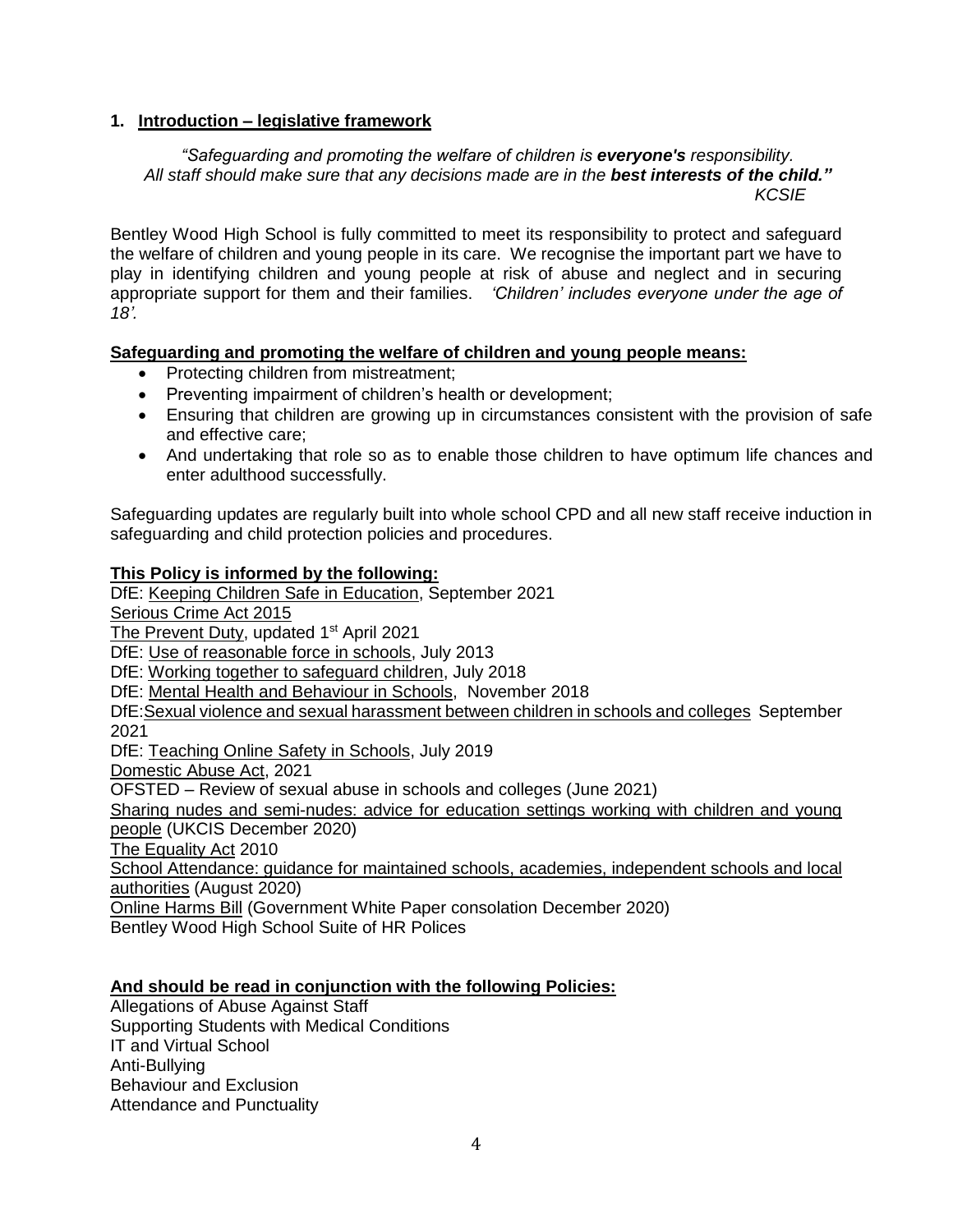## 1. Introduction – legislative framework

*"Safeguarding and promoting the welfare of children is **everyone's** responsibility. All staff should make sure that any decisions made are in the **best interests of the child."***
*KCSIE*

Bentley Wood High School is fully committed to meet its responsibility to protect and safeguard the welfare of children and young people in its care. We recognise the important part we have to play in identifying children and young people at risk of abuse and neglect and in securing appropriate support for them and their families. *'Children' includes everyone under the age of 18'.*

**Safeguarding and promoting the welfare of children and young people means:**

- Protecting children from mistreatment;
- Preventing impairment of children's health or development;
- Ensuring that children are growing up in circumstances consistent with the provision of safe and effective care;
- And undertaking that role so as to enable those children to have optimum life chances and enter adulthood successfully.

Safeguarding updates are regularly built into whole school CPD and all new staff receive induction in safeguarding and child protection policies and procedures.

**This Policy is informed by the following:**

DfE: Keeping Children Safe in Education, September 2021
Serious Crime Act 2015
The Prevent Duty, updated 1st April 2021
DfE: Use of reasonable force in schools, July 2013
DfE: Working together to safeguard children, July 2018
DfE: Mental Health and Behaviour in Schools, November 2018
DfE: Sexual violence and sexual harassment between children in schools and colleges September 2021
DfE: Teaching Online Safety in Schools, July 2019
Domestic Abuse Act, 2021
OFSTED – Review of sexual abuse in schools and colleges (June 2021)
Sharing nudes and semi-nudes: advice for education settings working with children and young people (UKCIS December 2020)
The Equality Act 2010
School Attendance: guidance for maintained schools, academies, independent schools and local authorities (August 2020)
Online Harms Bill (Government White Paper consolation December 2020)
Bentley Wood High School Suite of HR Polices

**And should be read in conjunction with the following Policies:**

Allegations of Abuse Against Staff
Supporting Students with Medical Conditions
IT and Virtual School
Anti-Bullying
Behaviour and Exclusion
Attendance and Punctuality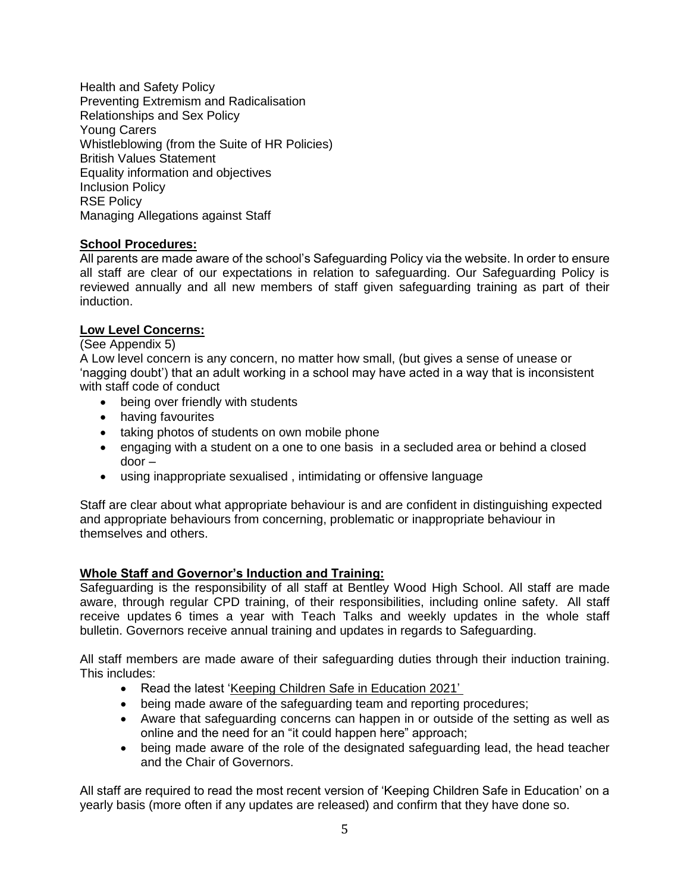Health and Safety Policy
Preventing Extremism and Radicalisation
Relationships and Sex Policy
Young Carers
Whistleblowing (from the Suite of HR Policies)
British Values Statement
Equality information and objectives
Inclusion Policy
RSE Policy
Managing Allegations against Staff

**School Procedures:**

All parents are made aware of the school's Safeguarding Policy via the website. In order to ensure all staff are clear of our expectations in relation to safeguarding. Our Safeguarding Policy is reviewed annually and all new members of staff given safeguarding training as part of their induction.

**Low Level Concerns:**

(See Appendix 5)

A Low level concern is any concern, no matter how small, (but gives a sense of unease or 'nagging doubt') that an adult working in a school may have acted in a way that is inconsistent with staff code of conduct

- being over friendly with students
- having favourites
- taking photos of students on own mobile phone
- engaging with a student on a one to one basis in a secluded area or behind a closed door –
- using inappropriate sexualised , intimidating or offensive language

Staff are clear about what appropriate behaviour is and are confident in distinguishing expected and appropriate behaviours from concerning, problematic or inappropriate behaviour in themselves and others.

**Whole Staff and Governor's Induction and Training:**

Safeguarding is the responsibility of all staff at Bentley Wood High School. All staff are made aware, through regular CPD training, of their responsibilities, including online safety. All staff receive updates 6 times a year with Teach Talks and weekly updates in the whole staff bulletin. Governors receive annual training and updates in regards to Safeguarding.

All staff members are made aware of their safeguarding duties through their induction training. This includes:

- Read the latest 'Keeping Children Safe in Education 2021'
- being made aware of the safeguarding team and reporting procedures;
- Aware that safeguarding concerns can happen in or outside of the setting as well as online and the need for an "it could happen here" approach;
- being made aware of the role of the designated safeguarding lead, the head teacher and the Chair of Governors.

All staff are required to read the most recent version of 'Keeping Children Safe in Education' on a yearly basis (more often if any updates are released) and confirm that they have done so.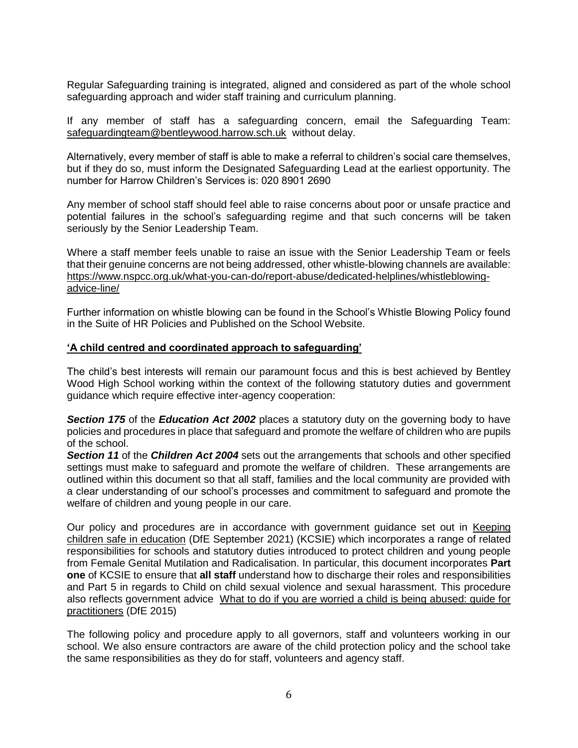Regular Safeguarding training is integrated, aligned and considered as part of the whole school safeguarding approach and wider staff training and curriculum planning.

If any member of staff has a safeguarding concern, email the Safeguarding Team: safeguardingteam@bentleywood.harrow.sch.uk without delay.

Alternatively, every member of staff is able to make a referral to children's social care themselves, but if they do so, must inform the Designated Safeguarding Lead at the earliest opportunity. The number for Harrow Children's Services is: 020 8901 2690

Any member of school staff should feel able to raise concerns about poor or unsafe practice and potential failures in the school's safeguarding regime and that such concerns will be taken seriously by the Senior Leadership Team.

Where a staff member feels unable to raise an issue with the Senior Leadership Team or feels that their genuine concerns are not being addressed, other whistle-blowing channels are available: https://www.nspcc.org.uk/what-you-can-do/report-abuse/dedicated-helplines/whistleblowing-advice-line/

Further information on whistle blowing can be found in the School's Whistle Blowing Policy found in the Suite of HR Policies and Published on the School Website.

**'A child centred and coordinated approach to safeguarding'**

The child's best interests will remain our paramount focus and this is best achieved by Bentley Wood High School working within the context of the following statutory duties and government guidance which require effective inter-agency cooperation:

***Section 175*** of the ***Education Act 2002*** places a statutory duty on the governing body to have policies and procedures in place that safeguard and promote the welfare of children who are pupils of the school.
***Section 11*** of the ***Children Act 2004*** sets out the arrangements that schools and other specified settings must make to safeguard and promote the welfare of children. These arrangements are outlined within this document so that all staff, families and the local community are provided with a clear understanding of our school's processes and commitment to safeguard and promote the welfare of children and young people in our care.

Our policy and procedures are in accordance with government guidance set out in Keeping children safe in education (DfE September 2021) (KCSIE) which incorporates a range of related responsibilities for schools and statutory duties introduced to protect children and young people from Female Genital Mutilation and Radicalisation. In particular, this document incorporates **Part one** of KCSIE to ensure that **all staff** understand how to discharge their roles and responsibilities and Part 5 in regards to Child on child sexual violence and sexual harassment. This procedure also reflects government advice What to do if you are worried a child is being abused: guide for practitioners (DfE 2015)

The following policy and procedure apply to all governors, staff and volunteers working in our school. We also ensure contractors are aware of the child protection policy and the school take the same responsibilities as they do for staff, volunteers and agency staff.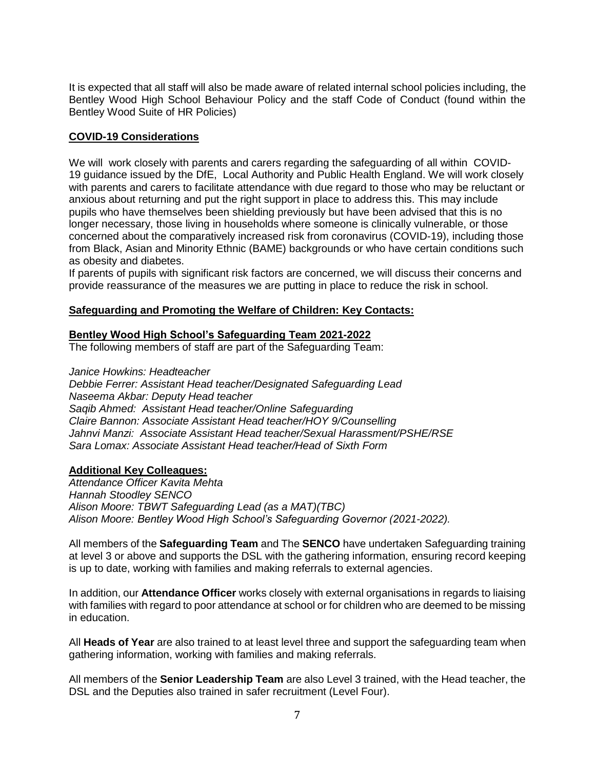It is expected that all staff will also be made aware of related internal school policies including, the Bentley Wood High School Behaviour Policy and the staff Code of Conduct (found within the Bentley Wood Suite of HR Policies)

## COVID-19 Considerations

We will work closely with parents and carers regarding the safeguarding of all within COVID-19 guidance issued by the DfE, Local Authority and Public Health England. We will work closely with parents and carers to facilitate attendance with due regard to those who may be reluctant or anxious about returning and put the right support in place to address this. This may include pupils who have themselves been shielding previously but have been advised that this is no longer necessary, those living in households where someone is clinically vulnerable, or those concerned about the comparatively increased risk from coronavirus (COVID-19), including those from Black, Asian and Minority Ethnic (BAME) backgrounds or who have certain conditions such as obesity and diabetes.

If parents of pupils with significant risk factors are concerned, we will discuss their concerns and provide reassurance of the measures we are putting in place to reduce the risk in school.

## Safeguarding and Promoting the Welfare of Children: Key Contacts:

### Bentley Wood High School's Safeguarding Team 2021-2022

The following members of staff are part of the Safeguarding Team:

*Janice Howkins: Headteacher*
*Debbie Ferrer: Assistant Head teacher/Designated Safeguarding Lead*
*Naseema Akbar: Deputy Head teacher*
*Saqib Ahmed: Assistant Head teacher/Online Safeguarding*
*Claire Bannon: Associate Assistant Head teacher/HOY 9/Counselling*
*Jahnvi Manzi: Associate Assistant Head teacher/Sexual Harassment/PSHE/RSE*
*Sara Lomax: Associate Assistant Head teacher/Head of Sixth Form*

### Additional Key Colleagues:

*Attendance Officer Kavita Mehta*
*Hannah Stoodley SENCO*
*Alison Moore: TBWT Safeguarding Lead (as a MAT)(TBC)*
*Alison Moore: Bentley Wood High School's Safeguarding Governor (2021-2022).*

All members of the **Safeguarding Team** and The **SENCO** have undertaken Safeguarding training at level 3 or above and supports the DSL with the gathering information, ensuring record keeping is up to date, working with families and making referrals to external agencies.

In addition, our **Attendance Officer** works closely with external organisations in regards to liaising with families with regard to poor attendance at school or for children who are deemed to be missing in education.

All **Heads of Year** are also trained to at least level three and support the safeguarding team when gathering information, working with families and making referrals.

All members of the **Senior Leadership Team** are also Level 3 trained, with the Head teacher, the DSL and the Deputies also trained in safer recruitment (Level Four).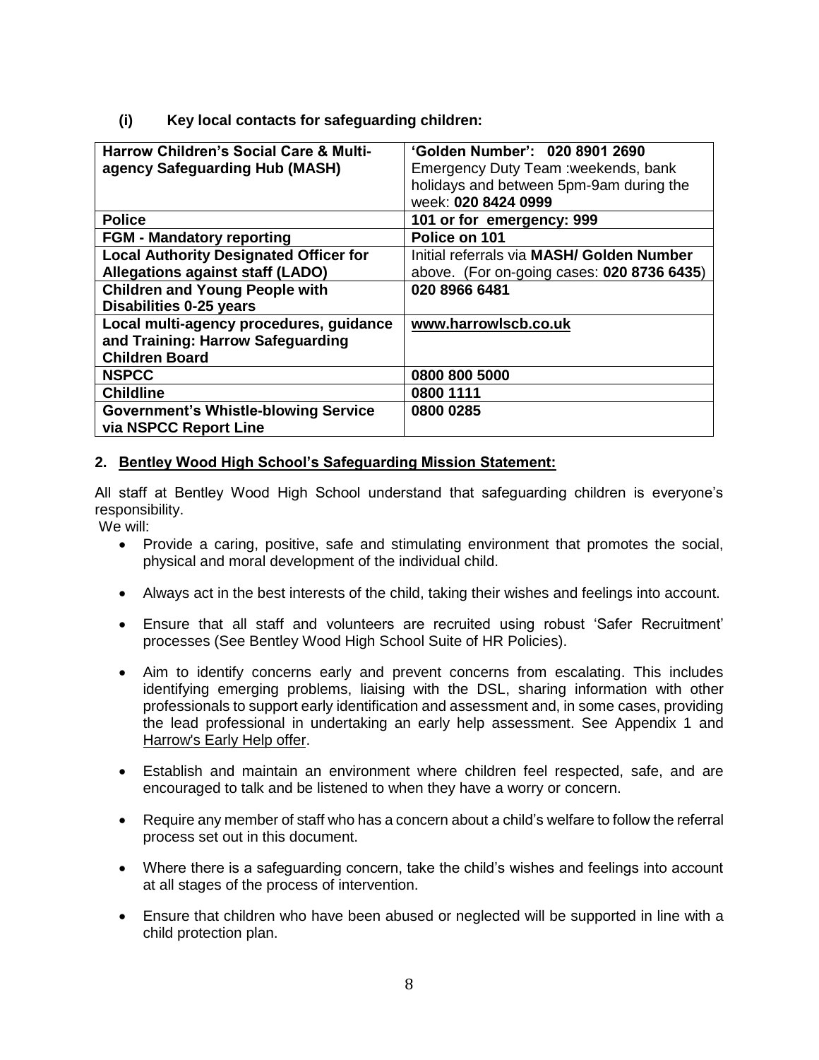**(i) Key local contacts for safeguarding children:**

| | |
|---|---|
| **Harrow Children's Social Care & Multi-agency Safeguarding Hub (MASH)** | **'Golden Number': 020 8901 2690**<br>Emergency Duty Team :weekends, bank holidays and between 5pm-9am during the week: **020 8424 0999** |
| **Police** | **101 or for emergency: 999** |
| **FGM - Mandatory reporting** | **Police on 101** |
| **Local Authority Designated Officer for Allegations against staff (LADO)** | Initial referrals via **MASH/ Golden Number** above. (For on-going cases: **020 8736 6435**) |
| **Children and Young People with Disabilities 0-25 years** | **020 8966 6481** |
| **Local multi-agency procedures, guidance and Training: Harrow Safeguarding Children Board** | **www.harrowlscb.co.uk** |
| **NSPCC** | **0800 800 5000** |
| **Childline** | **0800 1111** |
| **Government's Whistle-blowing Service via NSPCC Report Line** | **0800 0285** |

## 2. Bentley Wood High School's Safeguarding Mission Statement:

All staff at Bentley Wood High School understand that safeguarding children is everyone's responsibility.

We will:

- Provide a caring, positive, safe and stimulating environment that promotes the social, physical and moral development of the individual child.
- Always act in the best interests of the child, taking their wishes and feelings into account.
- Ensure that all staff and volunteers are recruited using robust 'Safer Recruitment' processes (See Bentley Wood High School Suite of HR Policies).
- Aim to identify concerns early and prevent concerns from escalating. This includes identifying emerging problems, liaising with the DSL, sharing information with other professionals to support early identification and assessment and, in some cases, providing the lead professional in undertaking an early help assessment. See Appendix 1 and Harrow's Early Help offer.
- Establish and maintain an environment where children feel respected, safe, and are encouraged to talk and be listened to when they have a worry or concern.
- Require any member of staff who has a concern about a child's welfare to follow the referral process set out in this document.
- Where there is a safeguarding concern, take the child's wishes and feelings into account at all stages of the process of intervention.
- Ensure that children who have been abused or neglected will be supported in line with a child protection plan.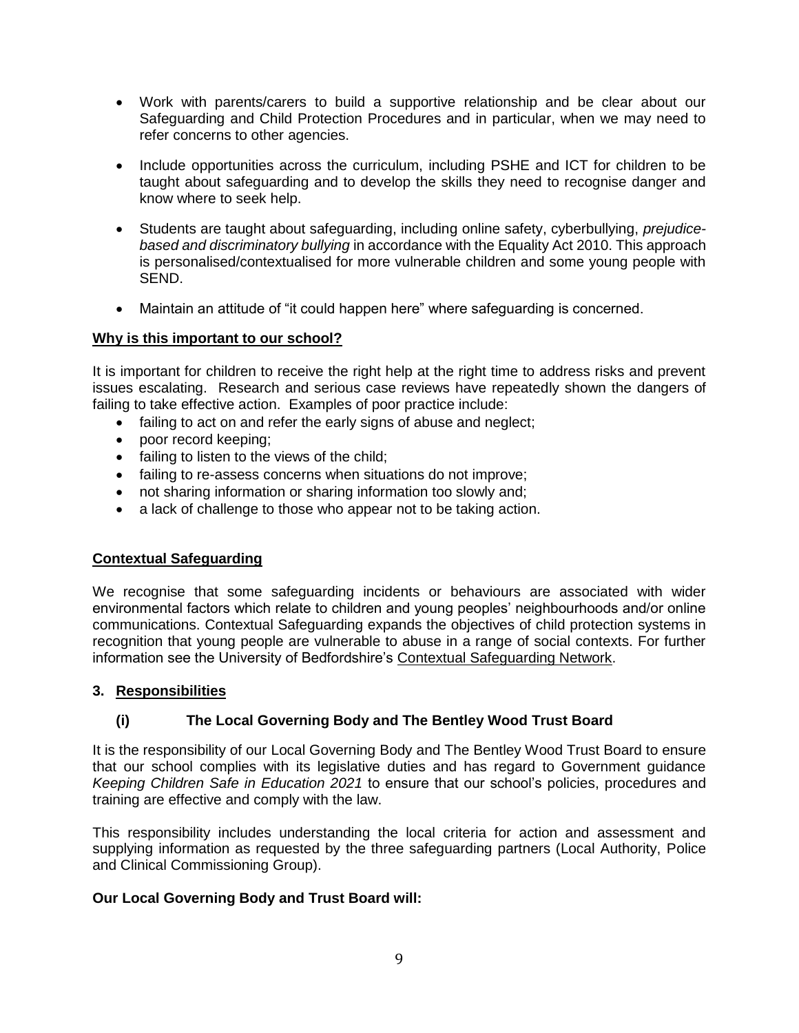- Work with parents/carers to build a supportive relationship and be clear about our Safeguarding and Child Protection Procedures and in particular, when we may need to refer concerns to other agencies.

- Include opportunities across the curriculum, including PSHE and ICT for children to be taught about safeguarding and to develop the skills they need to recognise danger and know where to seek help.

- Students are taught about safeguarding, including online safety, cyberbullying, *prejudice-based and discriminatory bullying* in accordance with the Equality Act 2010. This approach is personalised/contextualised for more vulnerable children and some young people with SEND.

- Maintain an attitude of "it could happen here" where safeguarding is concerned.

**Why is this important to our school?**

It is important for children to receive the right help at the right time to address risks and prevent issues escalating. Research and serious case reviews have repeatedly shown the dangers of failing to take effective action. Examples of poor practice include:

- failing to act on and refer the early signs of abuse and neglect;
- poor record keeping;
- failing to listen to the views of the child;
- failing to re-assess concerns when situations do not improve;
- not sharing information or sharing information too slowly and;
- a lack of challenge to those who appear not to be taking action.

**Contextual Safeguarding**

We recognise that some safeguarding incidents or behaviours are associated with wider environmental factors which relate to children and young peoples' neighbourhoods and/or online communications. Contextual Safeguarding expands the objectives of child protection systems in recognition that young people are vulnerable to abuse in a range of social contexts. For further information see the University of Bedfordshire's Contextual Safeguarding Network.

## 3. Responsibilities

### (i) The Local Governing Body and The Bentley Wood Trust Board

It is the responsibility of our Local Governing Body and The Bentley Wood Trust Board to ensure that our school complies with its legislative duties and has regard to Government guidance *Keeping Children Safe in Education 2021* to ensure that our school's policies, procedures and training are effective and comply with the law.

This responsibility includes understanding the local criteria for action and assessment and supplying information as requested by the three safeguarding partners (Local Authority, Police and Clinical Commissioning Group).

**Our Local Governing Body and Trust Board will:**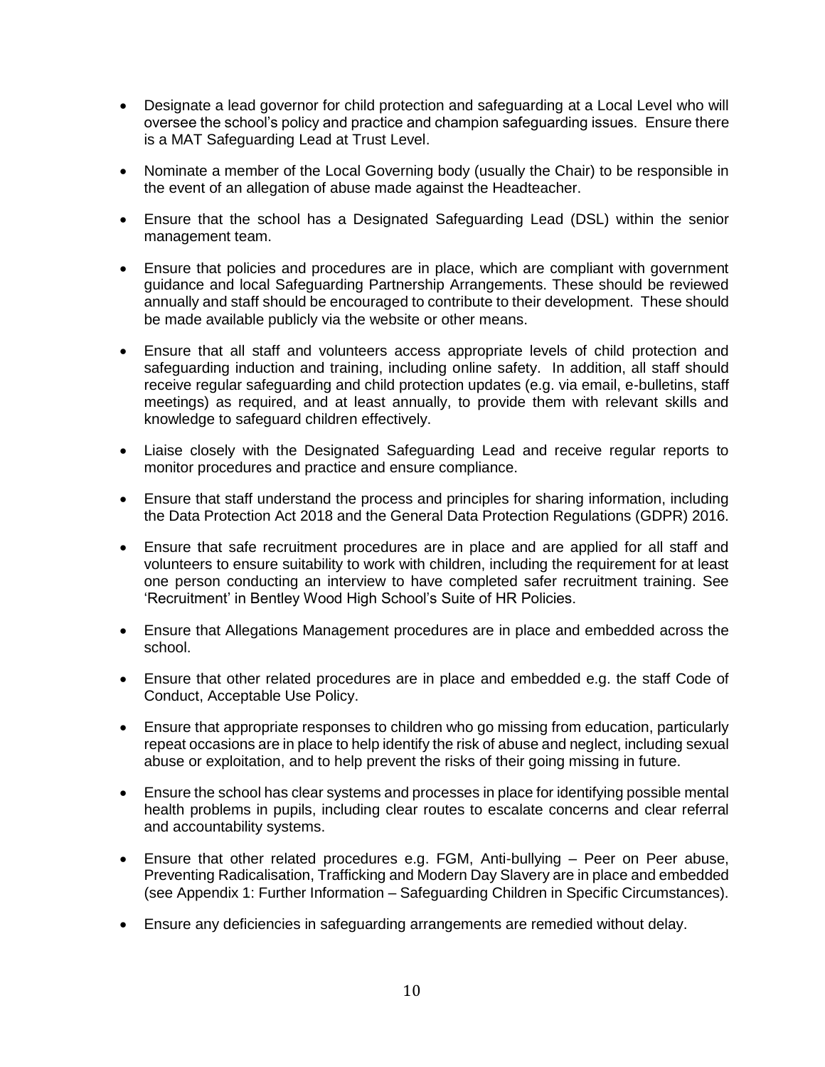- Designate a lead governor for child protection and safeguarding at a Local Level who will oversee the school's policy and practice and champion safeguarding issues. Ensure there is a MAT Safeguarding Lead at Trust Level.

- Nominate a member of the Local Governing body (usually the Chair) to be responsible in the event of an allegation of abuse made against the Headteacher.

- Ensure that the school has a Designated Safeguarding Lead (DSL) within the senior management team.

- Ensure that policies and procedures are in place, which are compliant with government guidance and local Safeguarding Partnership Arrangements. These should be reviewed annually and staff should be encouraged to contribute to their development. These should be made available publicly via the website or other means.

- Ensure that all staff and volunteers access appropriate levels of child protection and safeguarding induction and training, including online safety. In addition, all staff should receive regular safeguarding and child protection updates (e.g. via email, e-bulletins, staff meetings) as required, and at least annually, to provide them with relevant skills and knowledge to safeguard children effectively.

- Liaise closely with the Designated Safeguarding Lead and receive regular reports to monitor procedures and practice and ensure compliance.

- Ensure that staff understand the process and principles for sharing information, including the Data Protection Act 2018 and the General Data Protection Regulations (GDPR) 2016.

- Ensure that safe recruitment procedures are in place and are applied for all staff and volunteers to ensure suitability to work with children, including the requirement for at least one person conducting an interview to have completed safer recruitment training. See 'Recruitment' in Bentley Wood High School's Suite of HR Policies.

- Ensure that Allegations Management procedures are in place and embedded across the school.

- Ensure that other related procedures are in place and embedded e.g. the staff Code of Conduct, Acceptable Use Policy.

- Ensure that appropriate responses to children who go missing from education, particularly repeat occasions are in place to help identify the risk of abuse and neglect, including sexual abuse or exploitation, and to help prevent the risks of their going missing in future.

- Ensure the school has clear systems and processes in place for identifying possible mental health problems in pupils, including clear routes to escalate concerns and clear referral and accountability systems.

- Ensure that other related procedures e.g. FGM, Anti-bullying – Peer on Peer abuse, Preventing Radicalisation, Trafficking and Modern Day Slavery are in place and embedded (see Appendix 1: Further Information – Safeguarding Children in Specific Circumstances).

- Ensure any deficiencies in safeguarding arrangements are remedied without delay.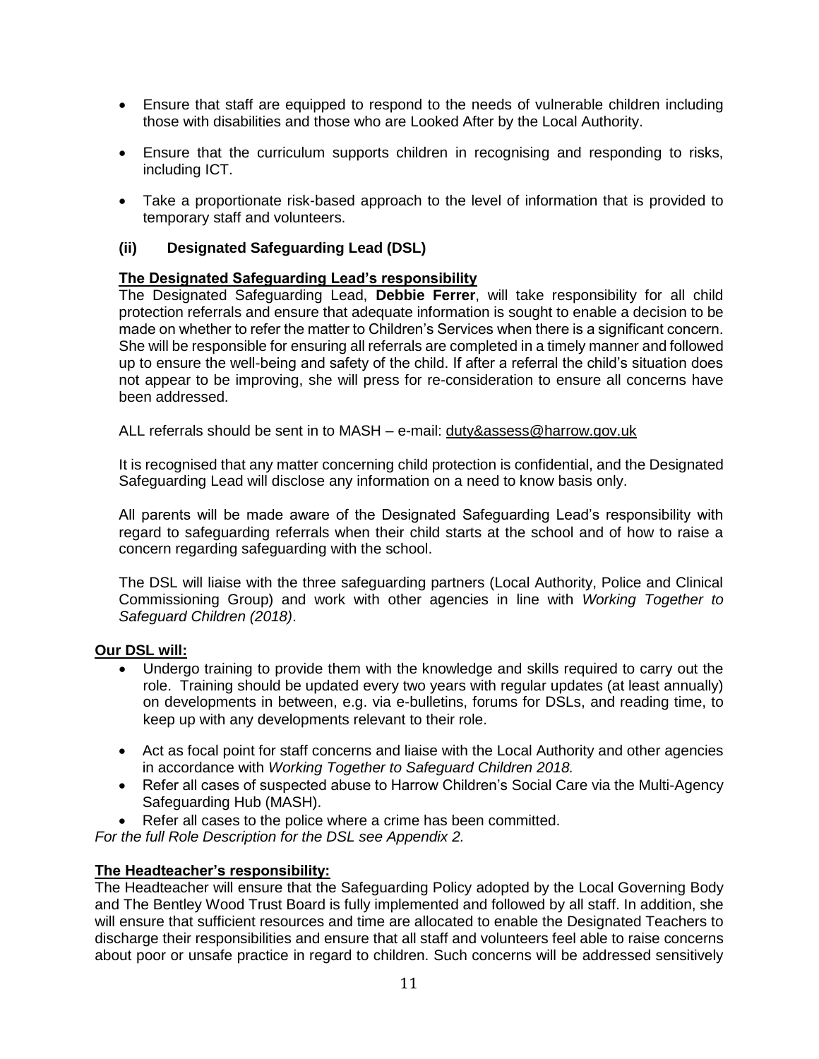- Ensure that staff are equipped to respond to the needs of vulnerable children including those with disabilities and those who are Looked After by the Local Authority.
- Ensure that the curriculum supports children in recognising and responding to risks, including ICT.
- Take a proportionate risk-based approach to the level of information that is provided to temporary staff and volunteers.

### (ii) Designated Safeguarding Lead (DSL)

**The Designated Safeguarding Lead's responsibility**

The Designated Safeguarding Lead, **Debbie Ferrer**, will take responsibility for all child protection referrals and ensure that adequate information is sought to enable a decision to be made on whether to refer the matter to Children's Services when there is a significant concern. She will be responsible for ensuring all referrals are completed in a timely manner and followed up to ensure the well-being and safety of the child. If after a referral the child's situation does not appear to be improving, she will press for re-consideration to ensure all concerns have been addressed.

ALL referrals should be sent in to MASH – e-mail: duty&assess@harrow.gov.uk

It is recognised that any matter concerning child protection is confidential, and the Designated Safeguarding Lead will disclose any information on a need to know basis only.

All parents will be made aware of the Designated Safeguarding Lead's responsibility with regard to safeguarding referrals when their child starts at the school and of how to raise a concern regarding safeguarding with the school.

The DSL will liaise with the three safeguarding partners (Local Authority, Police and Clinical Commissioning Group) and work with other agencies in line with *Working Together to Safeguard Children (2018)*.

**Our DSL will:**

- Undergo training to provide them with the knowledge and skills required to carry out the role. Training should be updated every two years with regular updates (at least annually) on developments in between, e.g. via e-bulletins, forums for DSLs, and reading time, to keep up with any developments relevant to their role.
- Act as focal point for staff concerns and liaise with the Local Authority and other agencies in accordance with *Working Together to Safeguard Children 2018.*
- Refer all cases of suspected abuse to Harrow Children's Social Care via the Multi-Agency Safeguarding Hub (MASH).
- Refer all cases to the police where a crime has been committed.

*For the full Role Description for the DSL see Appendix 2.*

**The Headteacher's responsibility:**

The Headteacher will ensure that the Safeguarding Policy adopted by the Local Governing Body and The Bentley Wood Trust Board is fully implemented and followed by all staff. In addition, she will ensure that sufficient resources and time are allocated to enable the Designated Teachers to discharge their responsibilities and ensure that all staff and volunteers feel able to raise concerns about poor or unsafe practice in regard to children. Such concerns will be addressed sensitively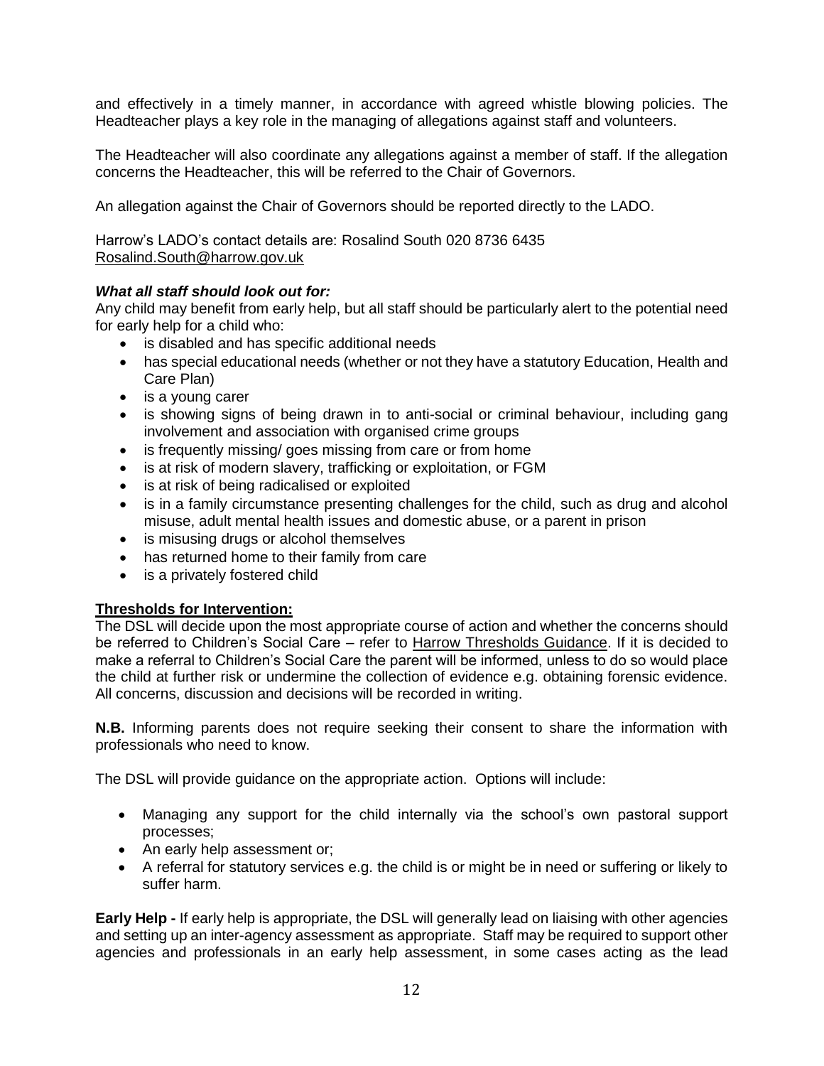and effectively in a timely manner, in accordance with agreed whistle blowing policies. The Headteacher plays a key role in the managing of allegations against staff and volunteers.

The Headteacher will also coordinate any allegations against a member of staff. If the allegation concerns the Headteacher, this will be referred to the Chair of Governors.

An allegation against the Chair of Governors should be reported directly to the LADO.

Harrow's LADO's contact details are: Rosalind South 020 8736 6435
Rosalind.South@harrow.gov.uk

***What all staff should look out for:***

Any child may benefit from early help, but all staff should be particularly alert to the potential need for early help for a child who:

- is disabled and has specific additional needs
- has special educational needs (whether or not they have a statutory Education, Health and Care Plan)
- is a young carer
- is showing signs of being drawn in to anti-social or criminal behaviour, including gang involvement and association with organised crime groups
- is frequently missing/ goes missing from care or from home
- is at risk of modern slavery, trafficking or exploitation, or FGM
- is at risk of being radicalised or exploited
- is in a family circumstance presenting challenges for the child, such as drug and alcohol misuse, adult mental health issues and domestic abuse, or a parent in prison
- is misusing drugs or alcohol themselves
- has returned home to their family from care
- is a privately fostered child

**Thresholds for Intervention:**

The DSL will decide upon the most appropriate course of action and whether the concerns should be referred to Children's Social Care – refer to Harrow Thresholds Guidance. If it is decided to make a referral to Children's Social Care the parent will be informed, unless to do so would place the child at further risk or undermine the collection of evidence e.g. obtaining forensic evidence. All concerns, discussion and decisions will be recorded in writing.

**N.B.** Informing parents does not require seeking their consent to share the information with professionals who need to know.

The DSL will provide guidance on the appropriate action. Options will include:

- Managing any support for the child internally via the school's own pastoral support processes;
- An early help assessment or;
- A referral for statutory services e.g. the child is or might be in need or suffering or likely to suffer harm.

**Early Help -** If early help is appropriate, the DSL will generally lead on liaising with other agencies and setting up an inter-agency assessment as appropriate. Staff may be required to support other agencies and professionals in an early help assessment, in some cases acting as the lead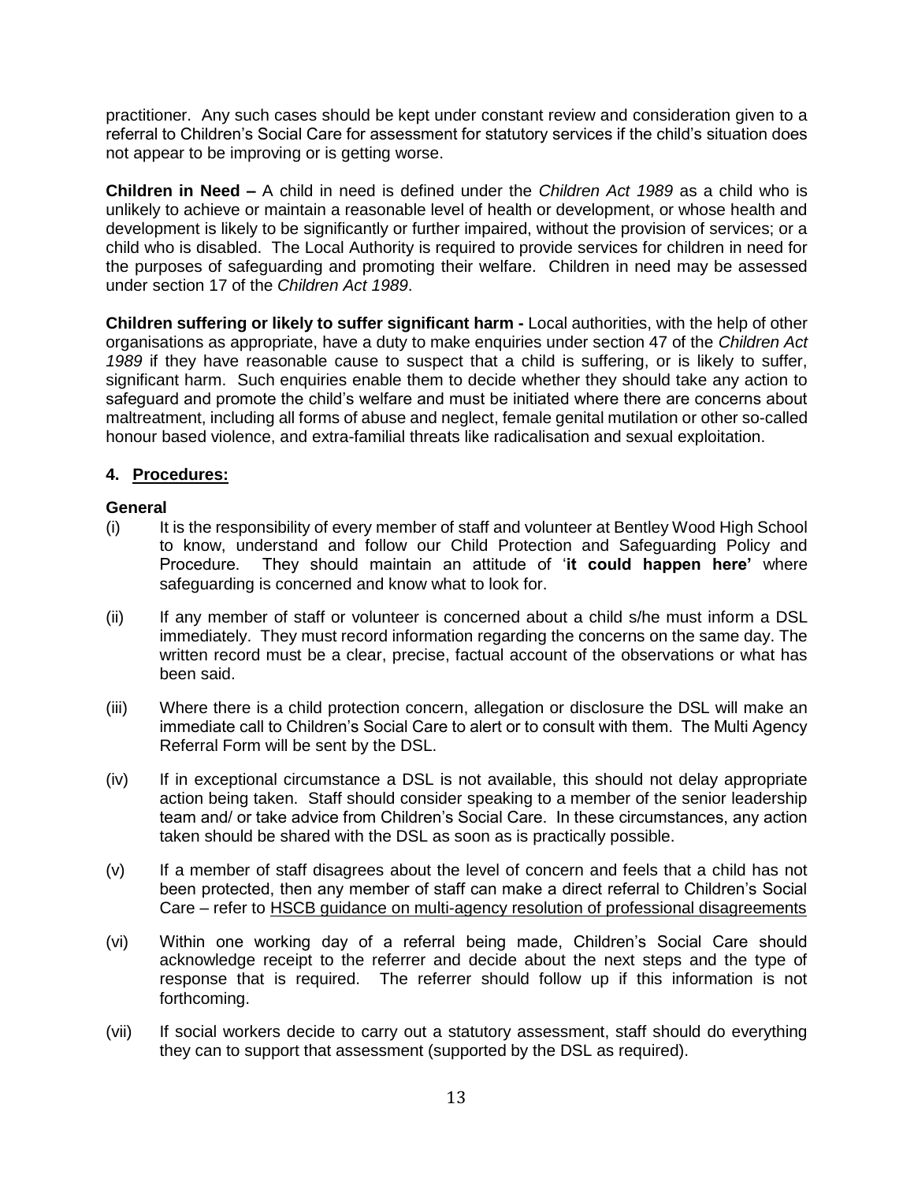practitioner. Any such cases should be kept under constant review and consideration given to a referral to Children's Social Care for assessment for statutory services if the child's situation does not appear to be improving or is getting worse.

**Children in Need –** A child in need is defined under the *Children Act 1989* as a child who is unlikely to achieve or maintain a reasonable level of health or development, or whose health and development is likely to be significantly or further impaired, without the provision of services; or a child who is disabled. The Local Authority is required to provide services for children in need for the purposes of safeguarding and promoting their welfare. Children in need may be assessed under section 17 of the *Children Act 1989*.

**Children suffering or likely to suffer significant harm -** Local authorities, with the help of other organisations as appropriate, have a duty to make enquiries under section 47 of the *Children Act 1989* if they have reasonable cause to suspect that a child is suffering, or is likely to suffer, significant harm. Such enquiries enable them to decide whether they should take any action to safeguard and promote the child's welfare and must be initiated where there are concerns about maltreatment, including all forms of abuse and neglect, female genital mutilation or other so-called honour based violence, and extra-familial threats like radicalisation and sexual exploitation.

## 4. Procedures:

### General

(i) It is the responsibility of every member of staff and volunteer at Bentley Wood High School to know, understand and follow our Child Protection and Safeguarding Policy and Procedure. They should maintain an attitude of '**it could happen here'** where safeguarding is concerned and know what to look for.

(ii) If any member of staff or volunteer is concerned about a child s/he must inform a DSL immediately. They must record information regarding the concerns on the same day. The written record must be a clear, precise, factual account of the observations or what has been said.

(iii) Where there is a child protection concern, allegation or disclosure the DSL will make an immediate call to Children's Social Care to alert or to consult with them. The Multi Agency Referral Form will be sent by the DSL.

(iv) If in exceptional circumstance a DSL is not available, this should not delay appropriate action being taken. Staff should consider speaking to a member of the senior leadership team and/ or take advice from Children's Social Care. In these circumstances, any action taken should be shared with the DSL as soon as is practically possible.

(v) If a member of staff disagrees about the level of concern and feels that a child has not been protected, then any member of staff can make a direct referral to Children's Social Care – refer to HSCB guidance on multi-agency resolution of professional disagreements

(vi) Within one working day of a referral being made, Children's Social Care should acknowledge receipt to the referrer and decide about the next steps and the type of response that is required. The referrer should follow up if this information is not forthcoming.

(vii) If social workers decide to carry out a statutory assessment, staff should do everything they can to support that assessment (supported by the DSL as required).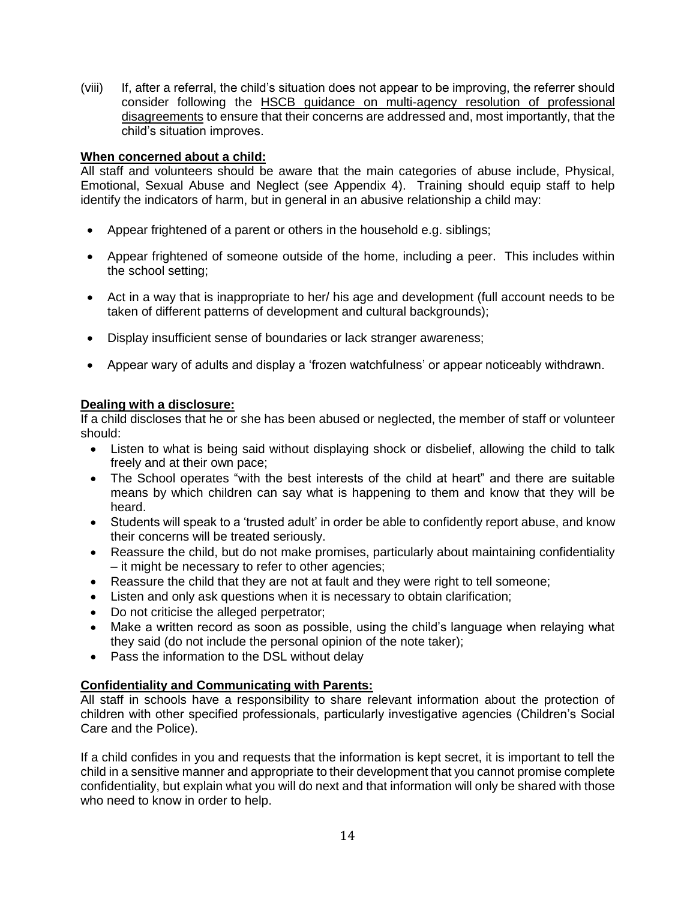(viii) If, after a referral, the child's situation does not appear to be improving, the referrer should consider following the HSCB guidance on multi-agency resolution of professional disagreements to ensure that their concerns are addressed and, most importantly, that the child's situation improves.

**When concerned about a child:**

All staff and volunteers should be aware that the main categories of abuse include, Physical, Emotional, Sexual Abuse and Neglect (see Appendix 4). Training should equip staff to help identify the indicators of harm, but in general in an abusive relationship a child may:

- Appear frightened of a parent or others in the household e.g. siblings;
- Appear frightened of someone outside of the home, including a peer. This includes within the school setting;
- Act in a way that is inappropriate to her/ his age and development (full account needs to be taken of different patterns of development and cultural backgrounds);
- Display insufficient sense of boundaries or lack stranger awareness;
- Appear wary of adults and display a 'frozen watchfulness' or appear noticeably withdrawn.

**Dealing with a disclosure:**

If a child discloses that he or she has been abused or neglected, the member of staff or volunteer should:

- Listen to what is being said without displaying shock or disbelief, allowing the child to talk freely and at their own pace;
- The School operates "with the best interests of the child at heart" and there are suitable means by which children can say what is happening to them and know that they will be heard.
- Students will speak to a 'trusted adult' in order be able to confidently report abuse, and know their concerns will be treated seriously.
- Reassure the child, but do not make promises, particularly about maintaining confidentiality – it might be necessary to refer to other agencies;
- Reassure the child that they are not at fault and they were right to tell someone;
- Listen and only ask questions when it is necessary to obtain clarification;
- Do not criticise the alleged perpetrator;
- Make a written record as soon as possible, using the child's language when relaying what they said (do not include the personal opinion of the note taker);
- Pass the information to the DSL without delay

**Confidentiality and Communicating with Parents:**

All staff in schools have a responsibility to share relevant information about the protection of children with other specified professionals, particularly investigative agencies (Children's Social Care and the Police).

If a child confides in you and requests that the information is kept secret, it is important to tell the child in a sensitive manner and appropriate to their development that you cannot promise complete confidentiality, but explain what you will do next and that information will only be shared with those who need to know in order to help.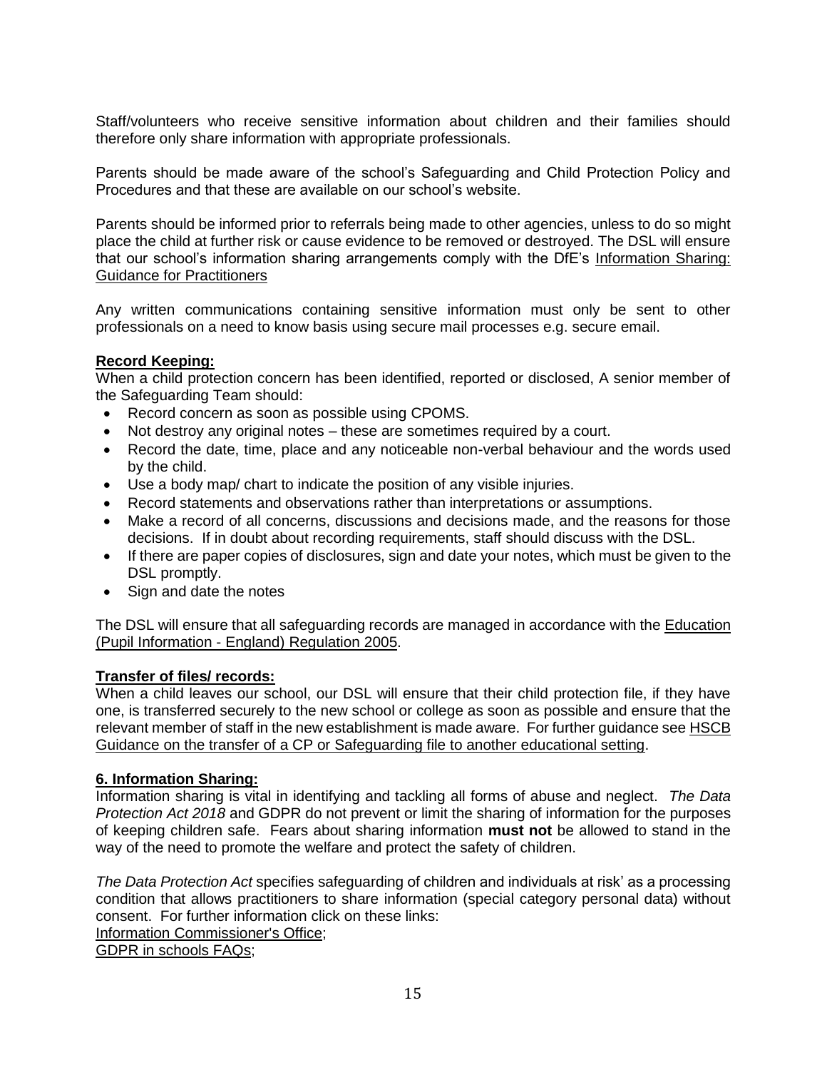Staff/volunteers who receive sensitive information about children and their families should therefore only share information with appropriate professionals.

Parents should be made aware of the school's Safeguarding and Child Protection Policy and Procedures and that these are available on our school's website.

Parents should be informed prior to referrals being made to other agencies, unless to do so might place the child at further risk or cause evidence to be removed or destroyed. The DSL will ensure that our school's information sharing arrangements comply with the DfE's Information Sharing: Guidance for Practitioners

Any written communications containing sensitive information must only be sent to other professionals on a need to know basis using secure mail processes e.g. secure email.

**Record Keeping:**

When a child protection concern has been identified, reported or disclosed, A senior member of the Safeguarding Team should:

- Record concern as soon as possible using CPOMS.
- Not destroy any original notes – these are sometimes required by a court.
- Record the date, time, place and any noticeable non-verbal behaviour and the words used by the child.
- Use a body map/ chart to indicate the position of any visible injuries.
- Record statements and observations rather than interpretations or assumptions.
- Make a record of all concerns, discussions and decisions made, and the reasons for those decisions. If in doubt about recording requirements, staff should discuss with the DSL.
- If there are paper copies of disclosures, sign and date your notes, which must be given to the DSL promptly.
- Sign and date the notes

The DSL will ensure that all safeguarding records are managed in accordance with the Education (Pupil Information - England) Regulation 2005.

**Transfer of files/ records:**

When a child leaves our school, our DSL will ensure that their child protection file, if they have one, is transferred securely to the new school or college as soon as possible and ensure that the relevant member of staff in the new establishment is made aware. For further guidance see HSCB Guidance on the transfer of a CP or Safeguarding file to another educational setting.

**6. Information Sharing:**

Information sharing is vital in identifying and tackling all forms of abuse and neglect. *The Data Protection Act 2018* and GDPR do not prevent or limit the sharing of information for the purposes of keeping children safe. Fears about sharing information **must not** be allowed to stand in the way of the need to promote the welfare and protect the safety of children.

*The Data Protection Act* specifies safeguarding of children and individuals at risk' as a processing condition that allows practitioners to share information (special category personal data) without consent. For further information click on these links:

Information Commissioner's Office;

GDPR in schools FAQs;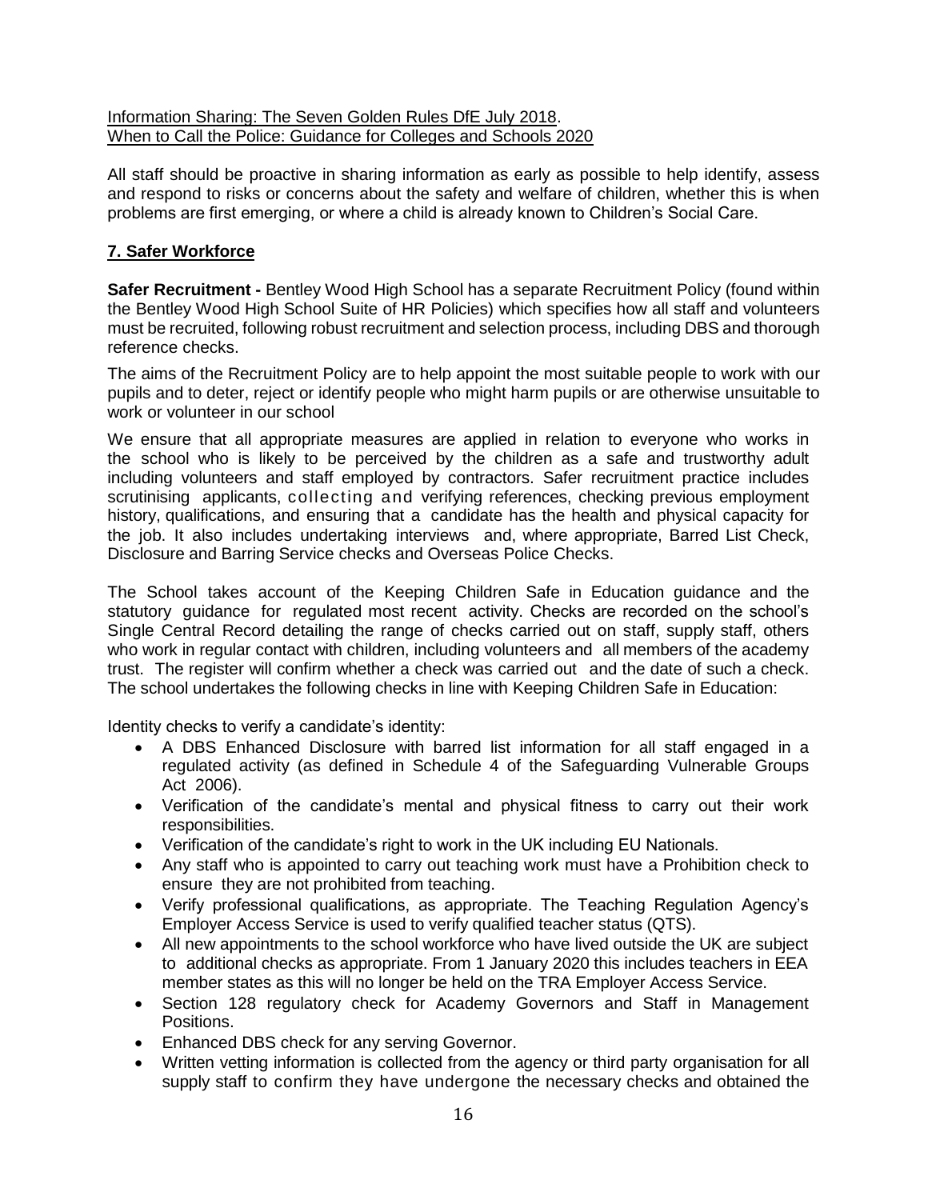Information Sharing: The Seven Golden Rules DfE July 2018.
When to Call the Police: Guidance for Colleges and Schools 2020

All staff should be proactive in sharing information as early as possible to help identify, assess and respond to risks or concerns about the safety and welfare of children, whether this is when problems are first emerging, or where a child is already known to Children's Social Care.

## 7. Safer Workforce

**Safer Recruitment -** Bentley Wood High School has a separate Recruitment Policy (found within the Bentley Wood High School Suite of HR Policies) which specifies how all staff and volunteers must be recruited, following robust recruitment and selection process, including DBS and thorough reference checks.

The aims of the Recruitment Policy are to help appoint the most suitable people to work with our pupils and to deter, reject or identify people who might harm pupils or are otherwise unsuitable to work or volunteer in our school

We ensure that all appropriate measures are applied in relation to everyone who works in the school who is likely to be perceived by the children as a safe and trustworthy adult including volunteers and staff employed by contractors. Safer recruitment practice includes scrutinising applicants, collecting and verifying references, checking previous employment history, qualifications, and ensuring that a candidate has the health and physical capacity for the job. It also includes undertaking interviews and, where appropriate, Barred List Check, Disclosure and Barring Service checks and Overseas Police Checks.

The School takes account of the Keeping Children Safe in Education guidance and the statutory guidance for regulated most recent activity. Checks are recorded on the school's Single Central Record detailing the range of checks carried out on staff, supply staff, others who work in regular contact with children, including volunteers and all members of the academy trust. The register will confirm whether a check was carried out and the date of such a check. The school undertakes the following checks in line with Keeping Children Safe in Education:

Identity checks to verify a candidate's identity:

- A DBS Enhanced Disclosure with barred list information for all staff engaged in a regulated activity (as defined in Schedule 4 of the Safeguarding Vulnerable Groups Act 2006).
- Verification of the candidate's mental and physical fitness to carry out their work responsibilities.
- Verification of the candidate's right to work in the UK including EU Nationals.
- Any staff who is appointed to carry out teaching work must have a Prohibition check to ensure they are not prohibited from teaching.
- Verify professional qualifications, as appropriate. The Teaching Regulation Agency's Employer Access Service is used to verify qualified teacher status (QTS).
- All new appointments to the school workforce who have lived outside the UK are subject to additional checks as appropriate. From 1 January 2020 this includes teachers in EEA member states as this will no longer be held on the TRA Employer Access Service.
- Section 128 regulatory check for Academy Governors and Staff in Management Positions.
- Enhanced DBS check for any serving Governor.
- Written vetting information is collected from the agency or third party organisation for all supply staff to confirm they have undergone the necessary checks and obtained the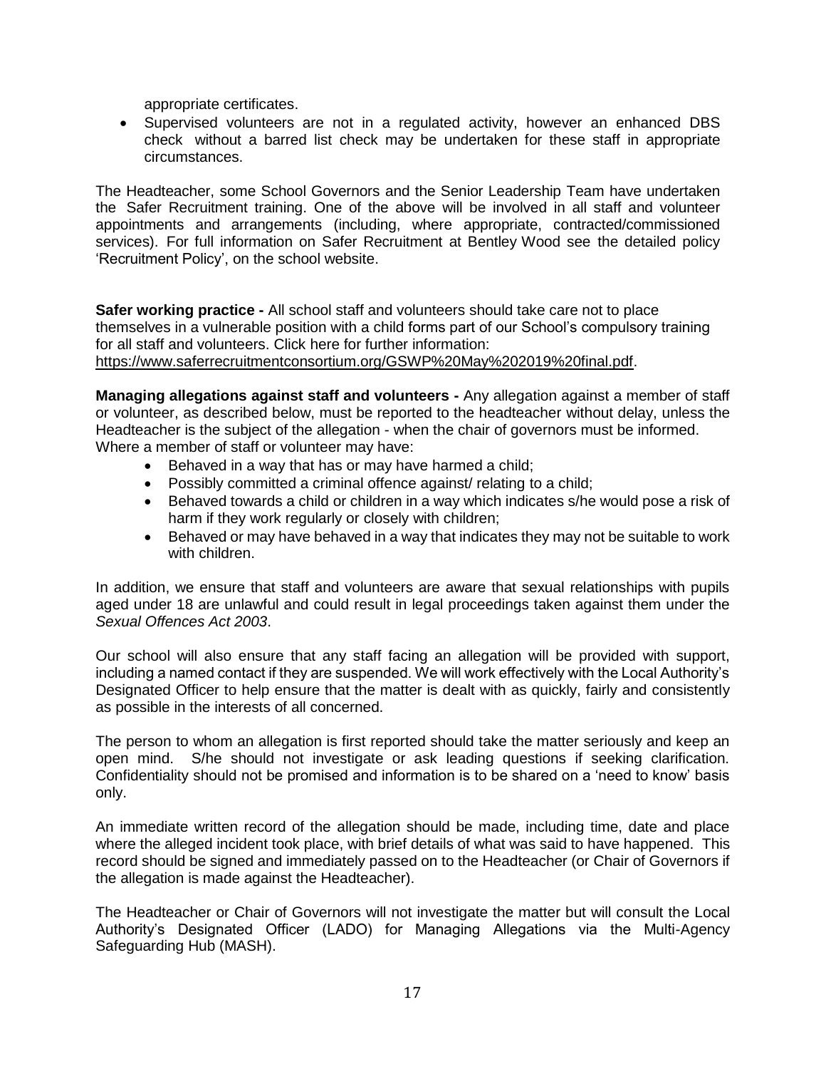appropriate certificates.

- Supervised volunteers are not in a regulated activity, however an enhanced DBS check without a barred list check may be undertaken for these staff in appropriate circumstances.

The Headteacher, some School Governors and the Senior Leadership Team have undertaken the Safer Recruitment training. One of the above will be involved in all staff and volunteer appointments and arrangements (including, where appropriate, contracted/commissioned services). For full information on Safer Recruitment at Bentley Wood see the detailed policy 'Recruitment Policy', on the school website.

**Safer working practice -** All school staff and volunteers should take care not to place themselves in a vulnerable position with a child forms part of our School's compulsory training for all staff and volunteers. Click here for further information: https://www.saferrecruitmentconsortium.org/GSWP%20May%202019%20final.pdf.

**Managing allegations against staff and volunteers -** Any allegation against a member of staff or volunteer, as described below, must be reported to the headteacher without delay, unless the Headteacher is the subject of the allegation - when the chair of governors must be informed. Where a member of staff or volunteer may have:

- Behaved in a way that has or may have harmed a child;
- Possibly committed a criminal offence against/ relating to a child;
- Behaved towards a child or children in a way which indicates s/he would pose a risk of harm if they work regularly or closely with children;
- Behaved or may have behaved in a way that indicates they may not be suitable to work with children.

In addition, we ensure that staff and volunteers are aware that sexual relationships with pupils aged under 18 are unlawful and could result in legal proceedings taken against them under the *Sexual Offences Act 2003*.

Our school will also ensure that any staff facing an allegation will be provided with support, including a named contact if they are suspended. We will work effectively with the Local Authority's Designated Officer to help ensure that the matter is dealt with as quickly, fairly and consistently as possible in the interests of all concerned.

The person to whom an allegation is first reported should take the matter seriously and keep an open mind. S/he should not investigate or ask leading questions if seeking clarification. Confidentiality should not be promised and information is to be shared on a 'need to know' basis only.

An immediate written record of the allegation should be made, including time, date and place where the alleged incident took place, with brief details of what was said to have happened. This record should be signed and immediately passed on to the Headteacher (or Chair of Governors if the allegation is made against the Headteacher).

The Headteacher or Chair of Governors will not investigate the matter but will consult the Local Authority's Designated Officer (LADO) for Managing Allegations via the Multi-Agency Safeguarding Hub (MASH).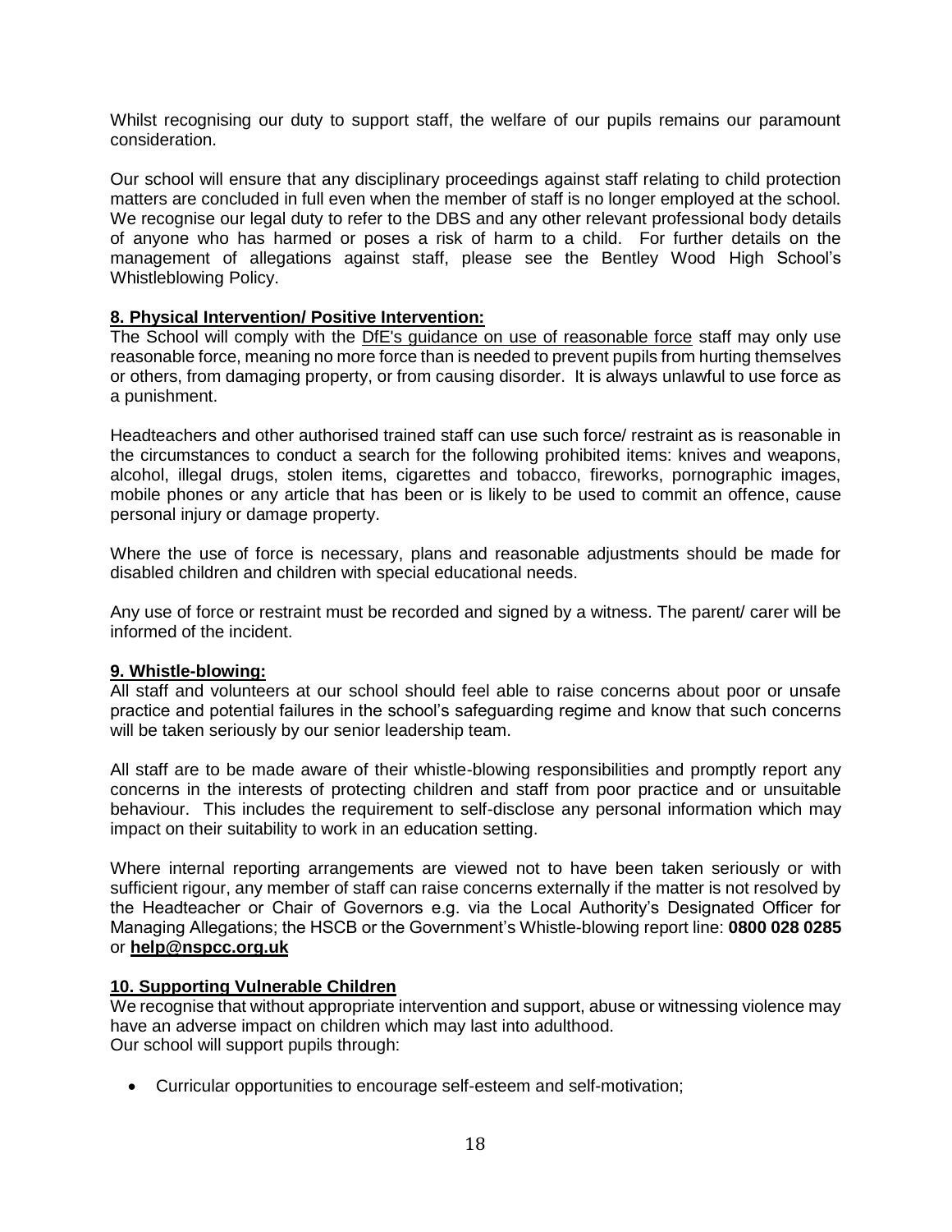Whilst recognising our duty to support staff, the welfare of our pupils remains our paramount consideration.

Our school will ensure that any disciplinary proceedings against staff relating to child protection matters are concluded in full even when the member of staff is no longer employed at the school. We recognise our legal duty to refer to the DBS and any other relevant professional body details of anyone who has harmed or poses a risk of harm to a child. For further details on the management of allegations against staff, please see the Bentley Wood High School's Whistleblowing Policy.

### 8. Physical Intervention/ Positive Intervention:

The School will comply with the DfE's guidance on use of reasonable force staff may only use reasonable force, meaning no more force than is needed to prevent pupils from hurting themselves or others, from damaging property, or from causing disorder. It is always unlawful to use force as a punishment.

Headteachers and other authorised trained staff can use such force/ restraint as is reasonable in the circumstances to conduct a search for the following prohibited items: knives and weapons, alcohol, illegal drugs, stolen items, cigarettes and tobacco, fireworks, pornographic images, mobile phones or any article that has been or is likely to be used to commit an offence, cause personal injury or damage property.

Where the use of force is necessary, plans and reasonable adjustments should be made for disabled children and children with special educational needs.

Any use of force or restraint must be recorded and signed by a witness. The parent/ carer will be informed of the incident.

### 9. Whistle-blowing:

All staff and volunteers at our school should feel able to raise concerns about poor or unsafe practice and potential failures in the school's safeguarding regime and know that such concerns will be taken seriously by our senior leadership team.

All staff are to be made aware of their whistle-blowing responsibilities and promptly report any concerns in the interests of protecting children and staff from poor practice and or unsuitable behaviour. This includes the requirement to self-disclose any personal information which may impact on their suitability to work in an education setting.

Where internal reporting arrangements are viewed not to have been taken seriously or with sufficient rigour, any member of staff can raise concerns externally if the matter is not resolved by the Headteacher or Chair of Governors e.g. via the Local Authority's Designated Officer for Managing Allegations; the HSCB or the Government's Whistle-blowing report line: **0800 028 0285** or **help@nspcc.org.uk**

### 10. Supporting Vulnerable Children

We recognise that without appropriate intervention and support, abuse or witnessing violence may have an adverse impact on children which may last into adulthood.
Our school will support pupils through:

- Curricular opportunities to encourage self-esteem and self-motivation;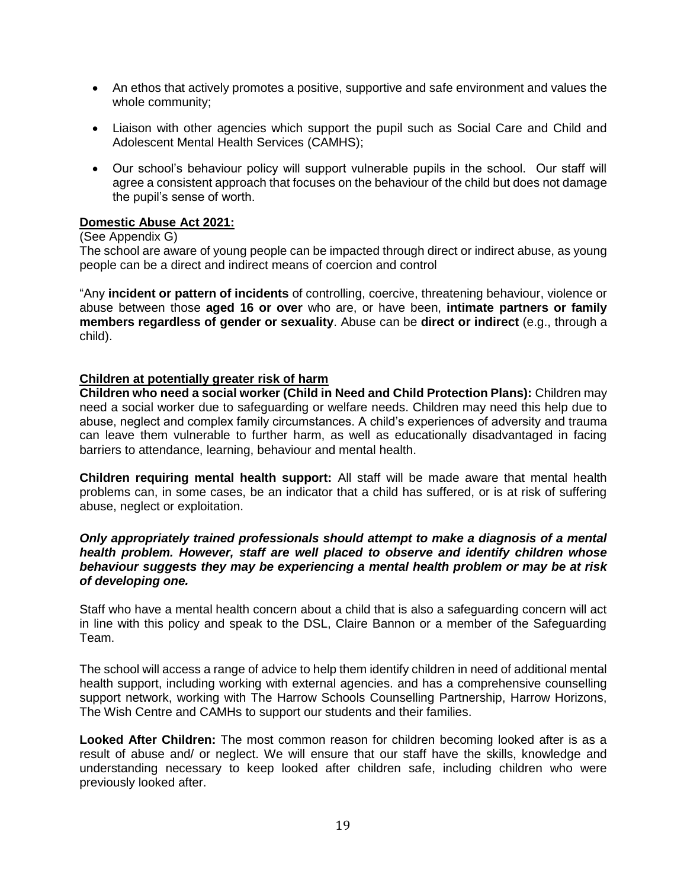- An ethos that actively promotes a positive, supportive and safe environment and values the whole community;
- Liaison with other agencies which support the pupil such as Social Care and Child and Adolescent Mental Health Services (CAMHS);
- Our school's behaviour policy will support vulnerable pupils in the school. Our staff will agree a consistent approach that focuses on the behaviour of the child but does not damage the pupil's sense of worth.

**Domestic Abuse Act 2021:**

(See Appendix G)

The school are aware of young people can be impacted through direct or indirect abuse, as young people can be a direct and indirect means of coercion and control

"Any **incident or pattern of incidents** of controlling, coercive, threatening behaviour, violence or abuse between those **aged 16 or over** who are, or have been, **intimate partners or family members regardless of gender or sexuality**. Abuse can be **direct or indirect** (e.g., through a child).

**Children at potentially greater risk of harm**

**Children who need a social worker (Child in Need and Child Protection Plans):** Children may need a social worker due to safeguarding or welfare needs. Children may need this help due to abuse, neglect and complex family circumstances. A child's experiences of adversity and trauma can leave them vulnerable to further harm, as well as educationally disadvantaged in facing barriers to attendance, learning, behaviour and mental health.

**Children requiring mental health support:** All staff will be made aware that mental health problems can, in some cases, be an indicator that a child has suffered, or is at risk of suffering abuse, neglect or exploitation.

***Only appropriately trained professionals should attempt to make a diagnosis of a mental health problem. However, staff are well placed to observe and identify children whose behaviour suggests they may be experiencing a mental health problem or may be at risk of developing one.***

Staff who have a mental health concern about a child that is also a safeguarding concern will act in line with this policy and speak to the DSL, Claire Bannon or a member of the Safeguarding Team.

The school will access a range of advice to help them identify children in need of additional mental health support, including working with external agencies. and has a comprehensive counselling support network, working with The Harrow Schools Counselling Partnership, Harrow Horizons, The Wish Centre and CAMHs to support our students and their families.

**Looked After Children:** The most common reason for children becoming looked after is as a result of abuse and/ or neglect. We will ensure that our staff have the skills, knowledge and understanding necessary to keep looked after children safe, including children who were previously looked after.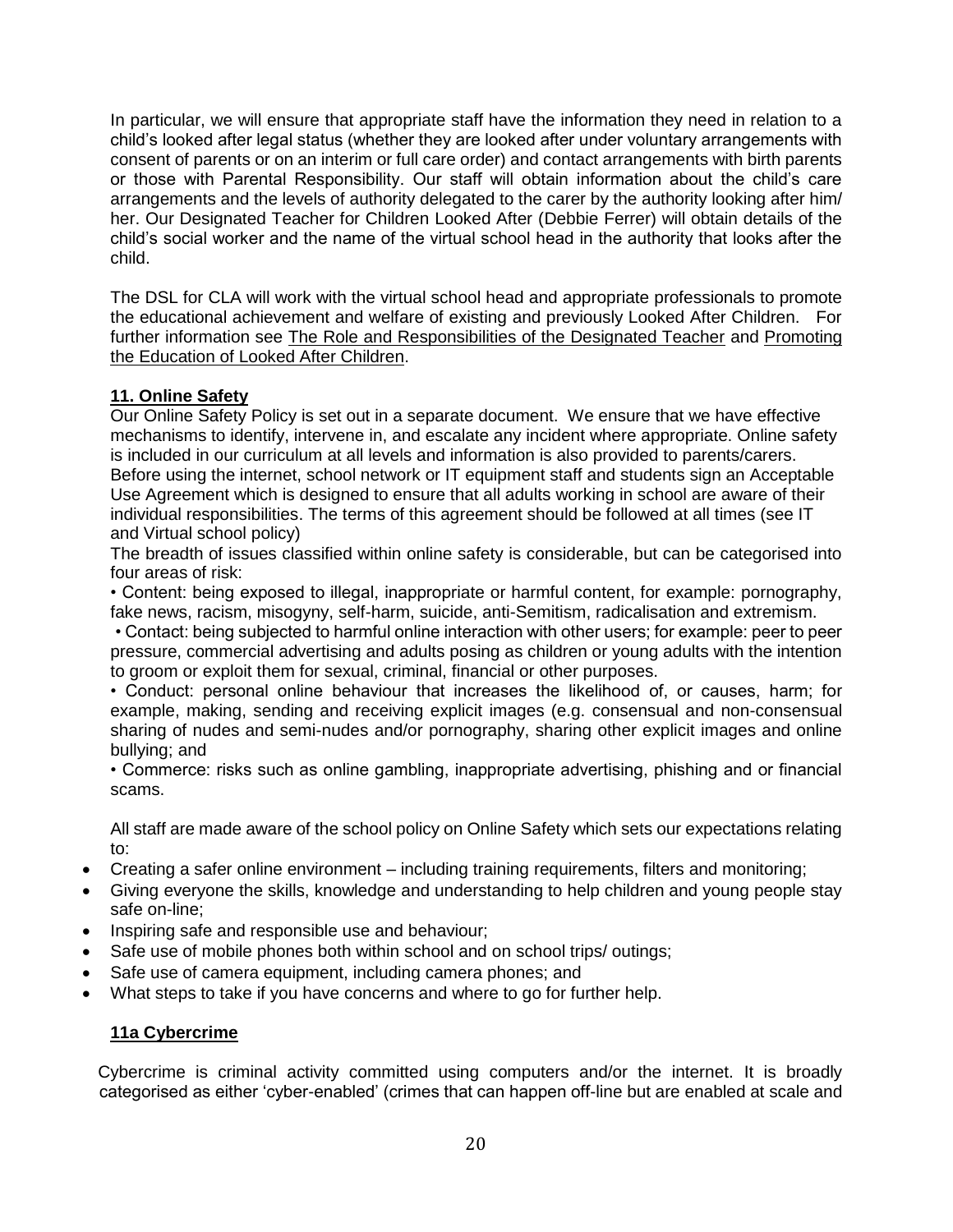In particular, we will ensure that appropriate staff have the information they need in relation to a child's looked after legal status (whether they are looked after under voluntary arrangements with consent of parents or on an interim or full care order) and contact arrangements with birth parents or those with Parental Responsibility. Our staff will obtain information about the child's care arrangements and the levels of authority delegated to the carer by the authority looking after him/ her. Our Designated Teacher for Children Looked After (Debbie Ferrer) will obtain details of the child's social worker and the name of the virtual school head in the authority that looks after the child.

The DSL for CLA will work with the virtual school head and appropriate professionals to promote the educational achievement and welfare of existing and previously Looked After Children. For further information see The Role and Responsibilities of the Designated Teacher and Promoting the Education of Looked After Children.

## 11. Online Safety

Our Online Safety Policy is set out in a separate document. We ensure that we have effective mechanisms to identify, intervene in, and escalate any incident where appropriate. Online safety is included in our curriculum at all levels and information is also provided to parents/carers. Before using the internet, school network or IT equipment staff and students sign an Acceptable Use Agreement which is designed to ensure that all adults working in school are aware of their individual responsibilities. The terms of this agreement should be followed at all times (see IT and Virtual school policy)

The breadth of issues classified within online safety is considerable, but can be categorised into four areas of risk:

• Content: being exposed to illegal, inappropriate or harmful content, for example: pornography, fake news, racism, misogyny, self-harm, suicide, anti-Semitism, radicalisation and extremism.

• Contact: being subjected to harmful online interaction with other users; for example: peer to peer pressure, commercial advertising and adults posing as children or young adults with the intention to groom or exploit them for sexual, criminal, financial or other purposes.

• Conduct: personal online behaviour that increases the likelihood of, or causes, harm; for example, making, sending and receiving explicit images (e.g. consensual and non-consensual sharing of nudes and semi-nudes and/or pornography, sharing other explicit images and online bullying; and

• Commerce: risks such as online gambling, inappropriate advertising, phishing and or financial scams.

All staff are made aware of the school policy on Online Safety which sets our expectations relating to:

- Creating a safer online environment – including training requirements, filters and monitoring;
- Giving everyone the skills, knowledge and understanding to help children and young people stay safe on-line;
- Inspiring safe and responsible use and behaviour;
- Safe use of mobile phones both within school and on school trips/ outings;
- Safe use of camera equipment, including camera phones; and
- What steps to take if you have concerns and where to go for further help.

### 11a Cybercrime

Cybercrime is criminal activity committed using computers and/or the internet. It is broadly categorised as either 'cyber-enabled' (crimes that can happen off-line but are enabled at scale and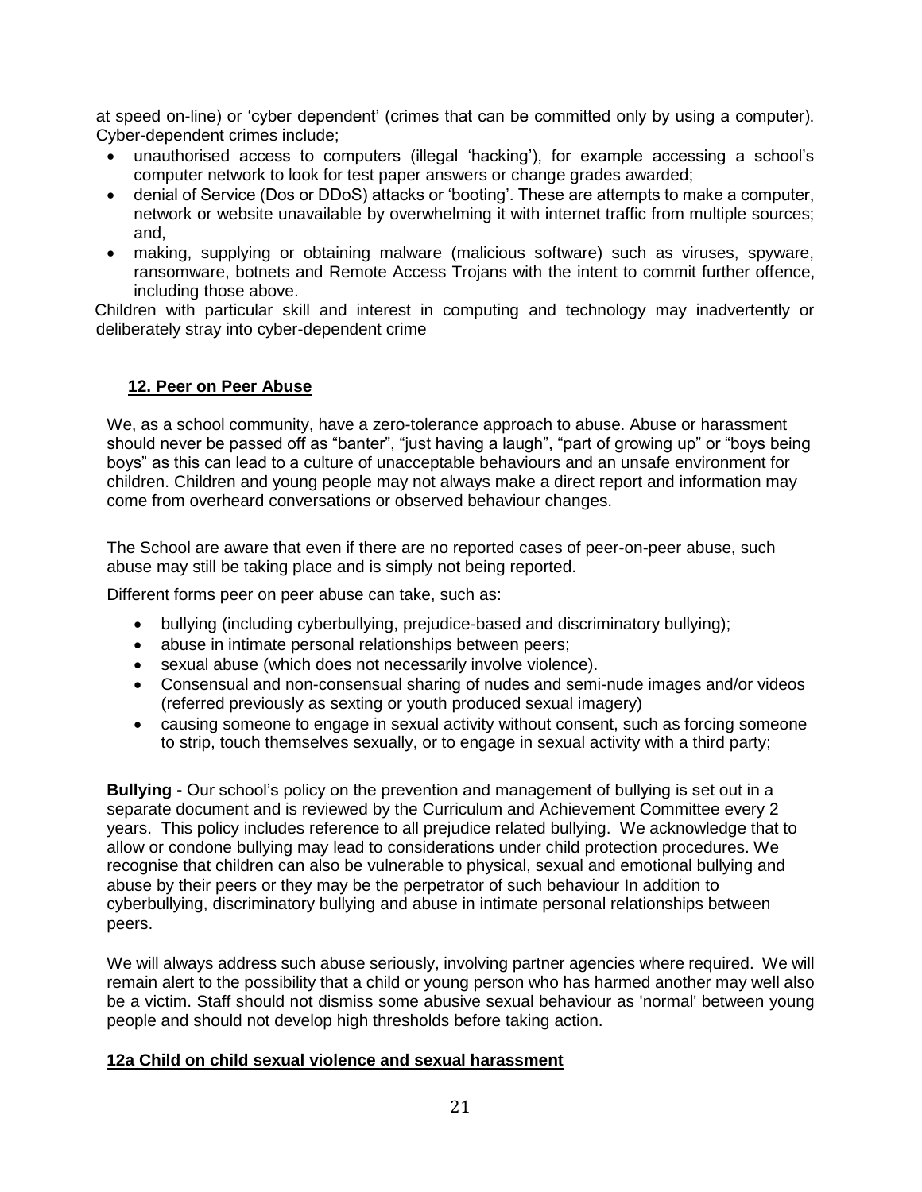at speed on-line) or 'cyber dependent' (crimes that can be committed only by using a computer). Cyber-dependent crimes include;

- unauthorised access to computers (illegal 'hacking'), for example accessing a school's computer network to look for test paper answers or change grades awarded;
- denial of Service (Dos or DDoS) attacks or 'booting'. These are attempts to make a computer, network or website unavailable by overwhelming it with internet traffic from multiple sources; and,
- making, supplying or obtaining malware (malicious software) such as viruses, spyware, ransomware, botnets and Remote Access Trojans with the intent to commit further offence, including those above.

Children with particular skill and interest in computing and technology may inadvertently or deliberately stray into cyber-dependent crime

## 12. Peer on Peer Abuse

We, as a school community, have a zero-tolerance approach to abuse. Abuse or harassment should never be passed off as "banter", "just having a laugh", "part of growing up" or "boys being boys" as this can lead to a culture of unacceptable behaviours and an unsafe environment for children. Children and young people may not always make a direct report and information may come from overheard conversations or observed behaviour changes.

The School are aware that even if there are no reported cases of peer-on-peer abuse, such abuse may still be taking place and is simply not being reported.

Different forms peer on peer abuse can take, such as:

- bullying (including cyberbullying, prejudice-based and discriminatory bullying);
- abuse in intimate personal relationships between peers;
- sexual abuse (which does not necessarily involve violence).
- Consensual and non-consensual sharing of nudes and semi-nude images and/or videos (referred previously as sexting or youth produced sexual imagery)
- causing someone to engage in sexual activity without consent, such as forcing someone to strip, touch themselves sexually, or to engage in sexual activity with a third party;

**Bullying -** Our school's policy on the prevention and management of bullying is set out in a separate document and is reviewed by the Curriculum and Achievement Committee every 2 years. This policy includes reference to all prejudice related bullying. We acknowledge that to allow or condone bullying may lead to considerations under child protection procedures. We recognise that children can also be vulnerable to physical, sexual and emotional bullying and abuse by their peers or they may be the perpetrator of such behaviour In addition to cyberbullying, discriminatory bullying and abuse in intimate personal relationships between peers.

We will always address such abuse seriously, involving partner agencies where required. We will remain alert to the possibility that a child or young person who has harmed another may well also be a victim. Staff should not dismiss some abusive sexual behaviour as 'normal' between young people and should not develop high thresholds before taking action.

### 12a Child on child sexual violence and sexual harassment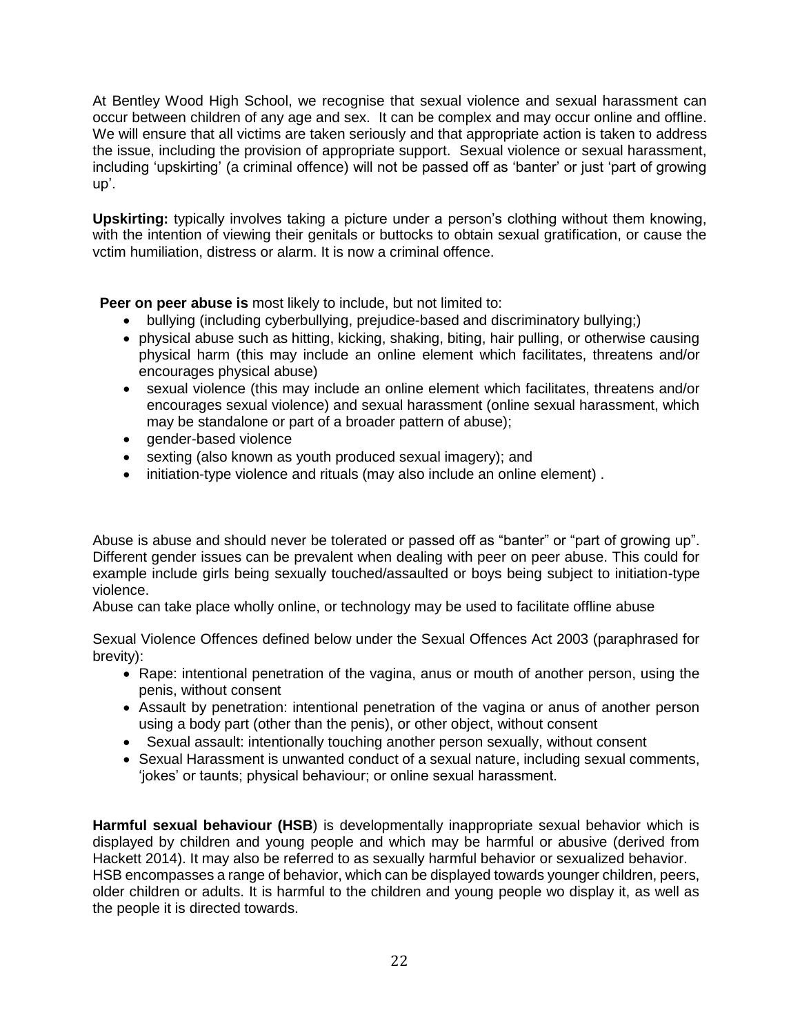At Bentley Wood High School, we recognise that sexual violence and sexual harassment can occur between children of any age and sex. It can be complex and may occur online and offline. We will ensure that all victims are taken seriously and that appropriate action is taken to address the issue, including the provision of appropriate support. Sexual violence or sexual harassment, including 'upskirting' (a criminal offence) will not be passed off as 'banter' or just 'part of growing up'.

**Upskirting:** typically involves taking a picture under a person's clothing without them knowing, with the intention of viewing their genitals or buttocks to obtain sexual gratification, or cause the vctim humiliation, distress or alarm. It is now a criminal offence.

**Peer on peer abuse is** most likely to include, but not limited to:

- bullying (including cyberbullying, prejudice-based and discriminatory bullying;)
- physical abuse such as hitting, kicking, shaking, biting, hair pulling, or otherwise causing physical harm (this may include an online element which facilitates, threatens and/or encourages physical abuse)
- sexual violence (this may include an online element which facilitates, threatens and/or encourages sexual violence) and sexual harassment (online sexual harassment, which may be standalone or part of a broader pattern of abuse);
- gender-based violence
- sexting (also known as youth produced sexual imagery); and
- initiation-type violence and rituals (may also include an online element) .

Abuse is abuse and should never be tolerated or passed off as "banter" or "part of growing up". Different gender issues can be prevalent when dealing with peer on peer abuse. This could for example include girls being sexually touched/assaulted or boys being subject to initiation-type violence.
Abuse can take place wholly online, or technology may be used to facilitate offline abuse

Sexual Violence Offences defined below under the Sexual Offences Act 2003 (paraphrased for brevity):

- Rape: intentional penetration of the vagina, anus or mouth of another person, using the penis, without consent
- Assault by penetration: intentional penetration of the vagina or anus of another person using a body part (other than the penis), or other object, without consent
- Sexual assault: intentionally touching another person sexually, without consent
- Sexual Harassment is unwanted conduct of a sexual nature, including sexual comments, 'jokes' or taunts; physical behaviour; or online sexual harassment.

**Harmful sexual behaviour (HSB**) is developmentally inappropriate sexual behavior which is displayed by children and young people and which may be harmful or abusive (derived from Hackett 2014). It may also be referred to as sexually harmful behavior or sexualized behavior.
HSB encompasses a range of behavior, which can be displayed towards younger children, peers, older children or adults. It is harmful to the children and young people wo display it, as well as the people it is directed towards.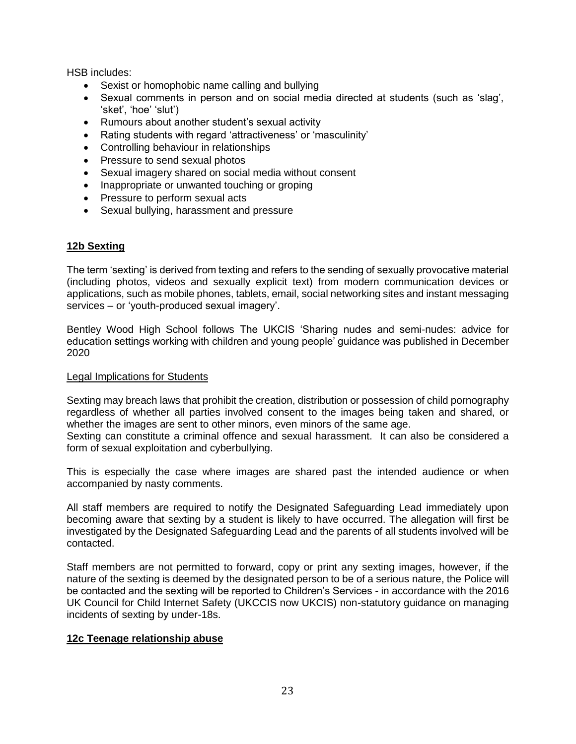HSB includes:

- Sexist or homophobic name calling and bullying
- Sexual comments in person and on social media directed at students (such as 'slag', 'sket', 'hoe' 'slut')
- Rumours about another student's sexual activity
- Rating students with regard 'attractiveness' or 'masculinity'
- Controlling behaviour in relationships
- Pressure to send sexual photos
- Sexual imagery shared on social media without consent
- Inappropriate or unwanted touching or groping
- Pressure to perform sexual acts
- Sexual bullying, harassment and pressure

## 12b Sexting

The term 'sexting' is derived from texting and refers to the sending of sexually provocative material (including photos, videos and sexually explicit text) from modern communication devices or applications, such as mobile phones, tablets, email, social networking sites and instant messaging services – or 'youth-produced sexual imagery'.

Bentley Wood High School follows The UKCIS 'Sharing nudes and semi-nudes: advice for education settings working with children and young people' guidance was published in December 2020

### Legal Implications for Students

Sexting may breach laws that prohibit the creation, distribution or possession of child pornography regardless of whether all parties involved consent to the images being taken and shared, or whether the images are sent to other minors, even minors of the same age.
Sexting can constitute a criminal offence and sexual harassment. It can also be considered a form of sexual exploitation and cyberbullying.

This is especially the case where images are shared past the intended audience or when accompanied by nasty comments.

All staff members are required to notify the Designated Safeguarding Lead immediately upon becoming aware that sexting by a student is likely to have occurred. The allegation will first be investigated by the Designated Safeguarding Lead and the parents of all students involved will be contacted.

Staff members are not permitted to forward, copy or print any sexting images, however, if the nature of the sexting is deemed by the designated person to be of a serious nature, the Police will be contacted and the sexting will be reported to Children's Services - in accordance with the 2016 UK Council for Child Internet Safety (UKCCIS now UKCIS) non-statutory guidance on managing incidents of sexting by under-18s.

## 12c Teenage relationship abuse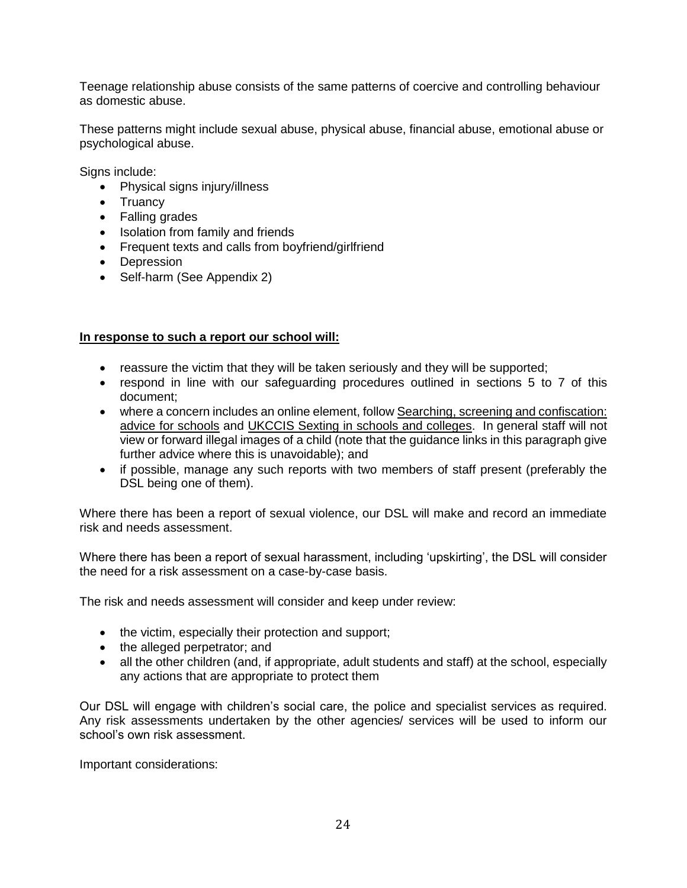Teenage relationship abuse consists of the same patterns of coercive and controlling behaviour as domestic abuse.

These patterns might include sexual abuse, physical abuse, financial abuse, emotional abuse or psychological abuse.

Signs include:

- Physical signs injury/illness
- Truancy
- Falling grades
- Isolation from family and friends
- Frequent texts and calls from boyfriend/girlfriend
- Depression
- Self-harm (See Appendix 2)

**In response to such a report our school will:**

- reassure the victim that they will be taken seriously and they will be supported;
- respond in line with our safeguarding procedures outlined in sections 5 to 7 of this document;
- where a concern includes an online element, follow Searching, screening and confiscation: advice for schools and UKCCIS Sexting in schools and colleges. In general staff will not view or forward illegal images of a child (note that the guidance links in this paragraph give further advice where this is unavoidable); and
- if possible, manage any such reports with two members of staff present (preferably the DSL being one of them).

Where there has been a report of sexual violence, our DSL will make and record an immediate risk and needs assessment.

Where there has been a report of sexual harassment, including 'upskirting', the DSL will consider the need for a risk assessment on a case-by-case basis.

The risk and needs assessment will consider and keep under review:

- the victim, especially their protection and support;
- the alleged perpetrator; and
- all the other children (and, if appropriate, adult students and staff) at the school, especially any actions that are appropriate to protect them

Our DSL will engage with children's social care, the police and specialist services as required. Any risk assessments undertaken by the other agencies/ services will be used to inform our school's own risk assessment.

Important considerations: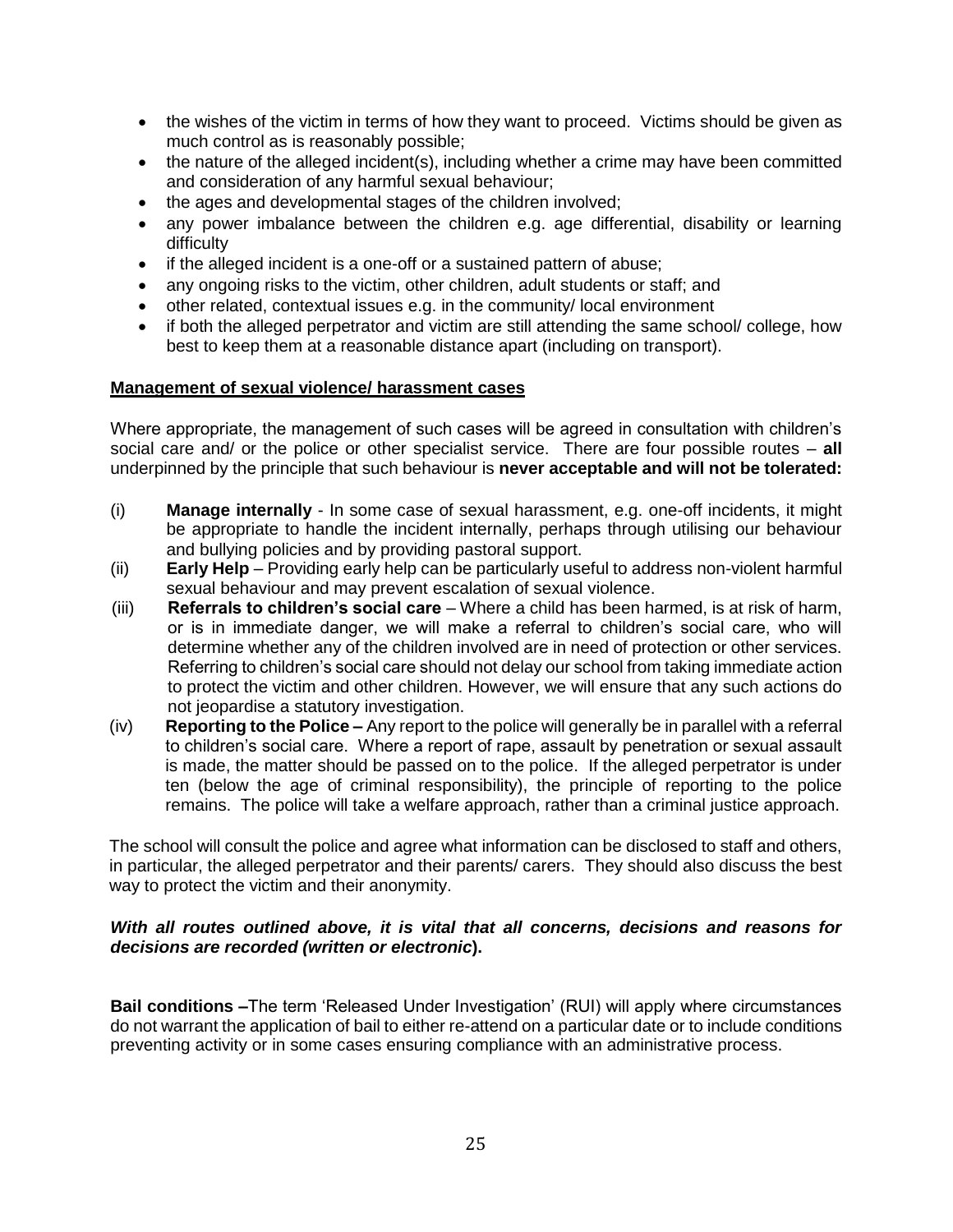- the wishes of the victim in terms of how they want to proceed. Victims should be given as much control as is reasonably possible;
- the nature of the alleged incident(s), including whether a crime may have been committed and consideration of any harmful sexual behaviour;
- the ages and developmental stages of the children involved;
- any power imbalance between the children e.g. age differential, disability or learning difficulty
- if the alleged incident is a one-off or a sustained pattern of abuse;
- any ongoing risks to the victim, other children, adult students or staff; and
- other related, contextual issues e.g. in the community/ local environment
- if both the alleged perpetrator and victim are still attending the same school/ college, how best to keep them at a reasonable distance apart (including on transport).

**Management of sexual violence/ harassment cases**

Where appropriate, the management of such cases will be agreed in consultation with children's social care and/ or the police or other specialist service. There are four possible routes – **all** underpinned by the principle that such behaviour is **never acceptable and will not be tolerated:**

(i) **Manage internally** - In some case of sexual harassment, e.g. one-off incidents, it might be appropriate to handle the incident internally, perhaps through utilising our behaviour and bullying policies and by providing pastoral support.

(ii) **Early Help** – Providing early help can be particularly useful to address non-violent harmful sexual behaviour and may prevent escalation of sexual violence.

(iii) **Referrals to children's social care** – Where a child has been harmed, is at risk of harm, or is in immediate danger, we will make a referral to children's social care, who will determine whether any of the children involved are in need of protection or other services. Referring to children's social care should not delay our school from taking immediate action to protect the victim and other children. However, we will ensure that any such actions do not jeopardise a statutory investigation.

(iv) **Reporting to the Police –** Any report to the police will generally be in parallel with a referral to children's social care. Where a report of rape, assault by penetration or sexual assault is made, the matter should be passed on to the police. If the alleged perpetrator is under ten (below the age of criminal responsibility), the principle of reporting to the police remains. The police will take a welfare approach, rather than a criminal justice approach.

The school will consult the police and agree what information can be disclosed to staff and others, in particular, the alleged perpetrator and their parents/ carers. They should also discuss the best way to protect the victim and their anonymity.

***With all routes outlined above, it is vital that all concerns, decisions and reasons for decisions are recorded (written or electronic).***

**Bail conditions –**The term 'Released Under Investigation' (RUI) will apply where circumstances do not warrant the application of bail to either re-attend on a particular date or to include conditions preventing activity or in some cases ensuring compliance with an administrative process.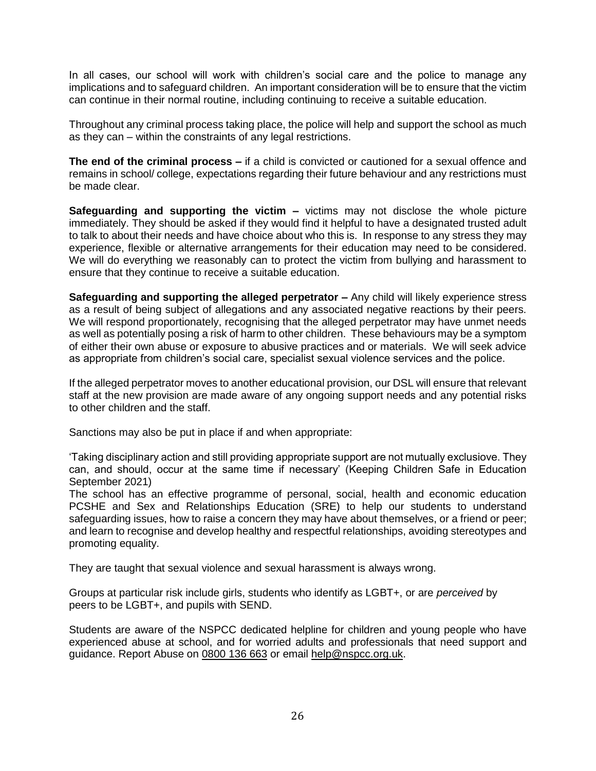In all cases, our school will work with children's social care and the police to manage any implications and to safeguard children. An important consideration will be to ensure that the victim can continue in their normal routine, including continuing to receive a suitable education.

Throughout any criminal process taking place, the police will help and support the school as much as they can – within the constraints of any legal restrictions.

**The end of the criminal process –** if a child is convicted or cautioned for a sexual offence and remains in school/ college, expectations regarding their future behaviour and any restrictions must be made clear.

**Safeguarding and supporting the victim –** victims may not disclose the whole picture immediately. They should be asked if they would find it helpful to have a designated trusted adult to talk to about their needs and have choice about who this is. In response to any stress they may experience, flexible or alternative arrangements for their education may need to be considered. We will do everything we reasonably can to protect the victim from bullying and harassment to ensure that they continue to receive a suitable education.

**Safeguarding and supporting the alleged perpetrator –** Any child will likely experience stress as a result of being subject of allegations and any associated negative reactions by their peers. We will respond proportionately, recognising that the alleged perpetrator may have unmet needs as well as potentially posing a risk of harm to other children. These behaviours may be a symptom of either their own abuse or exposure to abusive practices and or materials. We will seek advice as appropriate from children's social care, specialist sexual violence services and the police.

If the alleged perpetrator moves to another educational provision, our DSL will ensure that relevant staff at the new provision are made aware of any ongoing support needs and any potential risks to other children and the staff.

Sanctions may also be put in place if and when appropriate:

'Taking disciplinary action and still providing appropriate support are not mutually exclusiove. They can, and should, occur at the same time if necessary' (Keeping Children Safe in Education September 2021)
The school has an effective programme of personal, social, health and economic education PCSHE and Sex and Relationships Education (SRE) to help our students to understand safeguarding issues, how to raise a concern they may have about themselves, or a friend or peer; and learn to recognise and develop healthy and respectful relationships, avoiding stereotypes and promoting equality.

They are taught that sexual violence and sexual harassment is always wrong.

Groups at particular risk include girls, students who identify as LGBT+, or are *perceived* by peers to be LGBT+, and pupils with SEND.

Students are aware of the NSPCC dedicated helpline for children and young people who have experienced abuse at school, and for worried adults and professionals that need support and guidance. Report Abuse on 0800 136 663 or email help@nspcc.org.uk.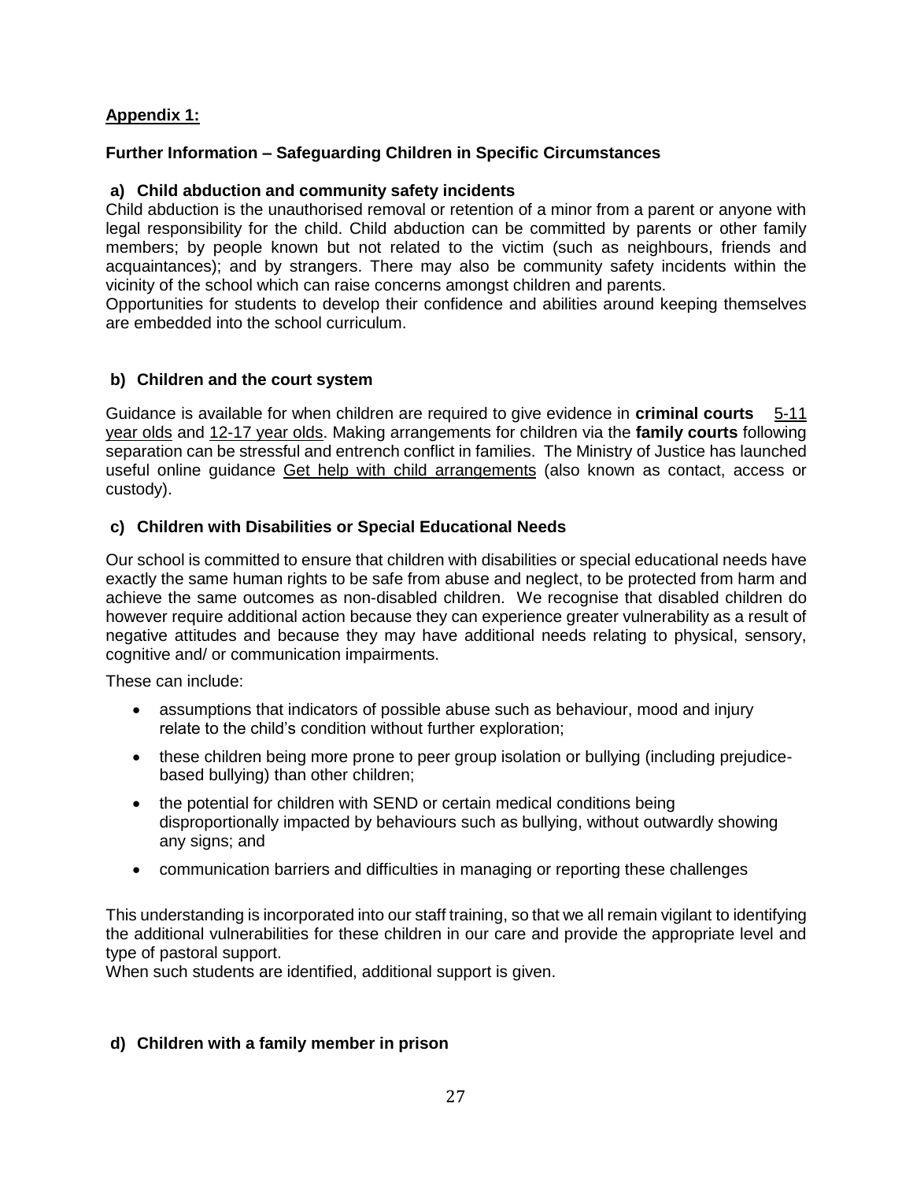**Appendix 1:**

**Further Information – Safeguarding Children in Specific Circumstances**

**a) Child abduction and community safety incidents**

Child abduction is the unauthorised removal or retention of a minor from a parent or anyone with legal responsibility for the child. Child abduction can be committed by parents or other family members; by people known but not related to the victim (such as neighbours, friends and acquaintances); and by strangers. There may also be community safety incidents within the vicinity of the school which can raise concerns amongst children and parents.

Opportunities for students to develop their confidence and abilities around keeping themselves are embedded into the school curriculum.

**b) Children and the court system**

Guidance is available for when children are required to give evidence in **criminal courts** 5-11 year olds and 12-17 year olds. Making arrangements for children via the **family courts** following separation can be stressful and entrench conflict in families. The Ministry of Justice has launched useful online guidance Get help with child arrangements (also known as contact, access or custody).

**c) Children with Disabilities or Special Educational Needs**

Our school is committed to ensure that children with disabilities or special educational needs have exactly the same human rights to be safe from abuse and neglect, to be protected from harm and achieve the same outcomes as non-disabled children. We recognise that disabled children do however require additional action because they can experience greater vulnerability as a result of negative attitudes and because they may have additional needs relating to physical, sensory, cognitive and/ or communication impairments.

These can include:

- assumptions that indicators of possible abuse such as behaviour, mood and injury relate to the child's condition without further exploration;
- these children being more prone to peer group isolation or bullying (including prejudice-based bullying) than other children;
- the potential for children with SEND or certain medical conditions being disproportionally impacted by behaviours such as bullying, without outwardly showing any signs; and
- communication barriers and difficulties in managing or reporting these challenges

This understanding is incorporated into our staff training, so that we all remain vigilant to identifying the additional vulnerabilities for these children in our care and provide the appropriate level and type of pastoral support.

When such students are identified, additional support is given.

**d) Children with a family member in prison**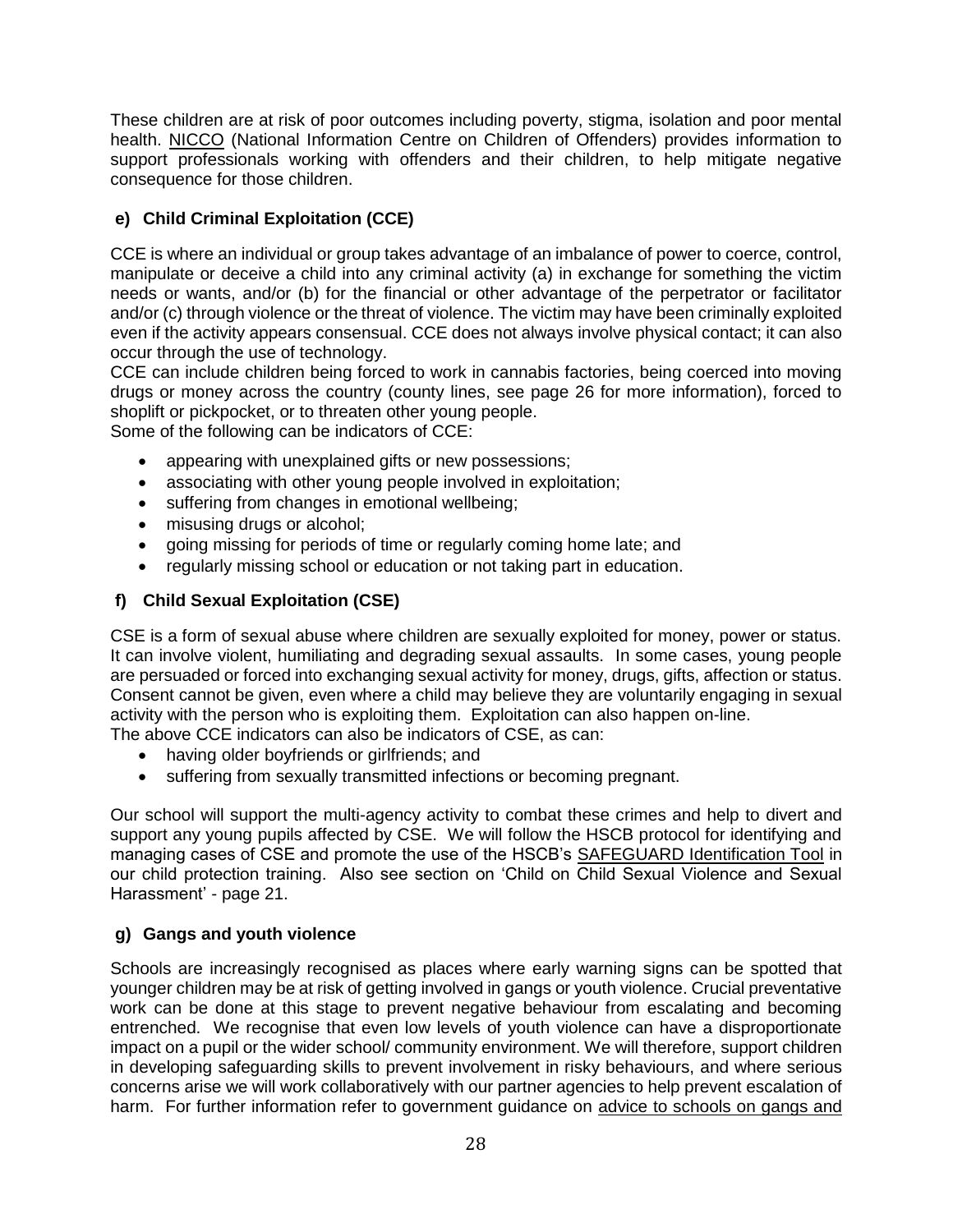These children are at risk of poor outcomes including poverty, stigma, isolation and poor mental health. NICCO (National Information Centre on Children of Offenders) provides information to support professionals working with offenders and their children, to help mitigate negative consequence for those children.

### e) Child Criminal Exploitation (CCE)

CCE is where an individual or group takes advantage of an imbalance of power to coerce, control, manipulate or deceive a child into any criminal activity (a) in exchange for something the victim needs or wants, and/or (b) for the financial or other advantage of the perpetrator or facilitator and/or (c) through violence or the threat of violence. The victim may have been criminally exploited even if the activity appears consensual. CCE does not always involve physical contact; it can also occur through the use of technology.

CCE can include children being forced to work in cannabis factories, being coerced into moving drugs or money across the country (county lines, see page 26 for more information), forced to shoplift or pickpocket, or to threaten other young people.

Some of the following can be indicators of CCE:

- appearing with unexplained gifts or new possessions;
- associating with other young people involved in exploitation;
- suffering from changes in emotional wellbeing;
- misusing drugs or alcohol;
- going missing for periods of time or regularly coming home late; and
- regularly missing school or education or not taking part in education.

### f) Child Sexual Exploitation (CSE)

CSE is a form of sexual abuse where children are sexually exploited for money, power or status. It can involve violent, humiliating and degrading sexual assaults. In some cases, young people are persuaded or forced into exchanging sexual activity for money, drugs, gifts, affection or status. Consent cannot be given, even where a child may believe they are voluntarily engaging in sexual activity with the person who is exploiting them. Exploitation can also happen on-line.

The above CCE indicators can also be indicators of CSE, as can:

- having older boyfriends or girlfriends; and
- suffering from sexually transmitted infections or becoming pregnant.

Our school will support the multi-agency activity to combat these crimes and help to divert and support any young pupils affected by CSE. We will follow the HSCB protocol for identifying and managing cases of CSE and promote the use of the HSCB's SAFEGUARD Identification Tool in our child protection training. Also see section on 'Child on Child Sexual Violence and Sexual Harassment' - page 21.

### g) Gangs and youth violence

Schools are increasingly recognised as places where early warning signs can be spotted that younger children may be at risk of getting involved in gangs or youth violence. Crucial preventative work can be done at this stage to prevent negative behaviour from escalating and becoming entrenched. We recognise that even low levels of youth violence can have a disproportionate impact on a pupil or the wider school/ community environment. We will therefore, support children in developing safeguarding skills to prevent involvement in risky behaviours, and where serious concerns arise we will work collaboratively with our partner agencies to help prevent escalation of harm. For further information refer to government guidance on advice to schools on gangs and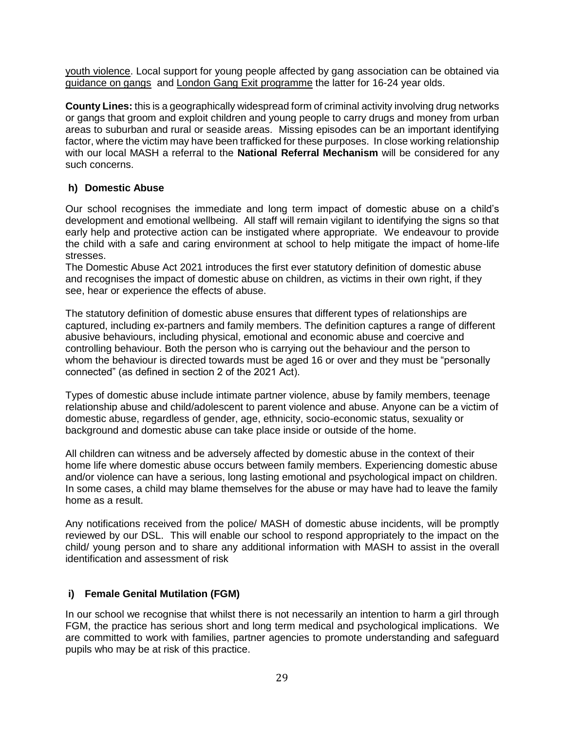youth violence. Local support for young people affected by gang association can be obtained via guidance on gangs and London Gang Exit programme the latter for 16-24 year olds.

**County Lines:** this is a geographically widespread form of criminal activity involving drug networks or gangs that groom and exploit children and young people to carry drugs and money from urban areas to suburban and rural or seaside areas. Missing episodes can be an important identifying factor, where the victim may have been trafficked for these purposes. In close working relationship with our local MASH a referral to the **National Referral Mechanism** will be considered for any such concerns.

### h) Domestic Abuse

Our school recognises the immediate and long term impact of domestic abuse on a child's development and emotional wellbeing. All staff will remain vigilant to identifying the signs so that early help and protective action can be instigated where appropriate. We endeavour to provide the child with a safe and caring environment at school to help mitigate the impact of home-life stresses.
The Domestic Abuse Act 2021 introduces the first ever statutory definition of domestic abuse and recognises the impact of domestic abuse on children, as victims in their own right, if they see, hear or experience the effects of abuse.

The statutory definition of domestic abuse ensures that different types of relationships are captured, including ex-partners and family members. The definition captures a range of different abusive behaviours, including physical, emotional and economic abuse and coercive and controlling behaviour. Both the person who is carrying out the behaviour and the person to whom the behaviour is directed towards must be aged 16 or over and they must be "personally connected" (as defined in section 2 of the 2021 Act).

Types of domestic abuse include intimate partner violence, abuse by family members, teenage relationship abuse and child/adolescent to parent violence and abuse. Anyone can be a victim of domestic abuse, regardless of gender, age, ethnicity, socio-economic status, sexuality or background and domestic abuse can take place inside or outside of the home.

All children can witness and be adversely affected by domestic abuse in the context of their home life where domestic abuse occurs between family members. Experiencing domestic abuse and/or violence can have a serious, long lasting emotional and psychological impact on children. In some cases, a child may blame themselves for the abuse or may have had to leave the family home as a result.

Any notifications received from the police/ MASH of domestic abuse incidents, will be promptly reviewed by our DSL. This will enable our school to respond appropriately to the impact on the child/ young person and to share any additional information with MASH to assist in the overall identification and assessment of risk

### i) Female Genital Mutilation (FGM)

In our school we recognise that whilst there is not necessarily an intention to harm a girl through FGM, the practice has serious short and long term medical and psychological implications. We are committed to work with families, partner agencies to promote understanding and safeguard pupils who may be at risk of this practice.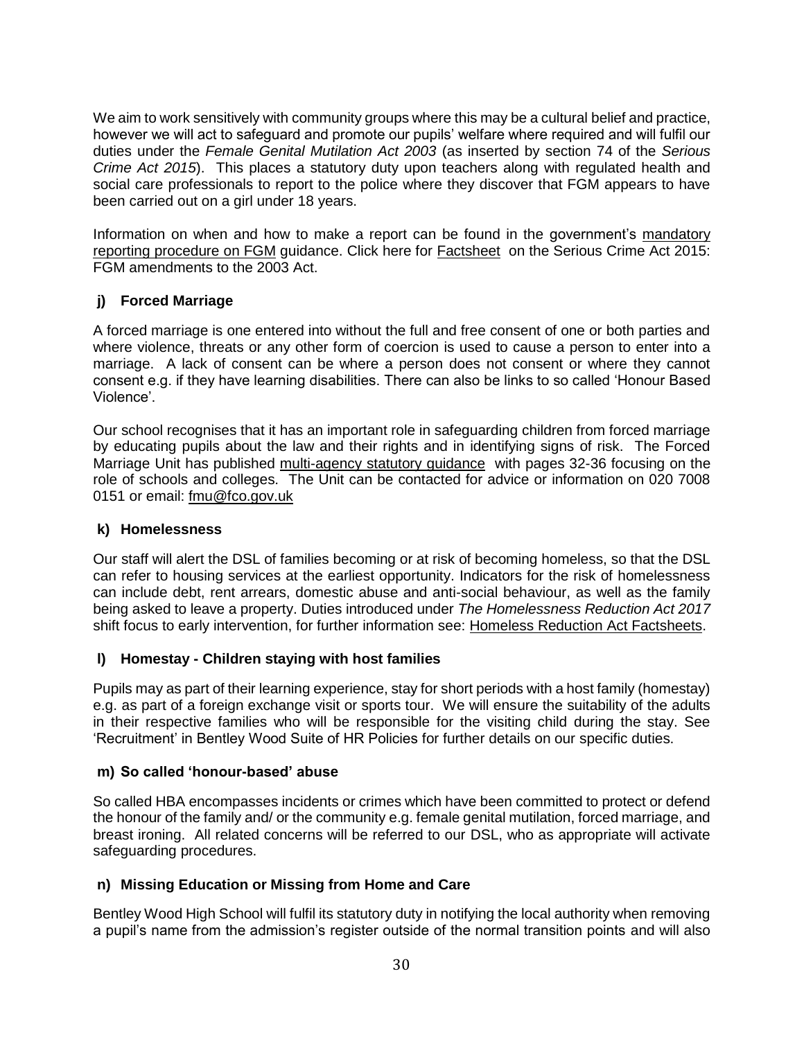We aim to work sensitively with community groups where this may be a cultural belief and practice, however we will act to safeguard and promote our pupils' welfare where required and will fulfil our duties under the *Female Genital Mutilation Act 2003* (as inserted by section 74 of the *Serious Crime Act 2015*). This places a statutory duty upon teachers along with regulated health and social care professionals to report to the police where they discover that FGM appears to have been carried out on a girl under 18 years.

Information on when and how to make a report can be found in the government's mandatory reporting procedure on FGM guidance. Click here for Factsheet on the Serious Crime Act 2015: FGM amendments to the 2003 Act.

### j) Forced Marriage

A forced marriage is one entered into without the full and free consent of one or both parties and where violence, threats or any other form of coercion is used to cause a person to enter into a marriage. A lack of consent can be where a person does not consent or where they cannot consent e.g. if they have learning disabilities. There can also be links to so called 'Honour Based Violence'.

Our school recognises that it has an important role in safeguarding children from forced marriage by educating pupils about the law and their rights and in identifying signs of risk. The Forced Marriage Unit has published multi-agency statutory guidance with pages 32-36 focusing on the role of schools and colleges. The Unit can be contacted for advice or information on 020 7008 0151 or email: fmu@fco.gov.uk

### k) Homelessness

Our staff will alert the DSL of families becoming or at risk of becoming homeless, so that the DSL can refer to housing services at the earliest opportunity. Indicators for the risk of homelessness can include debt, rent arrears, domestic abuse and anti-social behaviour, as well as the family being asked to leave a property. Duties introduced under *The Homelessness Reduction Act 2017* shift focus to early intervention, for further information see: Homeless Reduction Act Factsheets.

### l) Homestay - Children staying with host families

Pupils may as part of their learning experience, stay for short periods with a host family (homestay) e.g. as part of a foreign exchange visit or sports tour. We will ensure the suitability of the adults in their respective families who will be responsible for the visiting child during the stay. See 'Recruitment' in Bentley Wood Suite of HR Policies for further details on our specific duties.

### m) So called 'honour-based' abuse

So called HBA encompasses incidents or crimes which have been committed to protect or defend the honour of the family and/ or the community e.g. female genital mutilation, forced marriage, and breast ironing. All related concerns will be referred to our DSL, who as appropriate will activate safeguarding procedures.

### n) Missing Education or Missing from Home and Care

Bentley Wood High School will fulfil its statutory duty in notifying the local authority when removing a pupil's name from the admission's register outside of the normal transition points and will also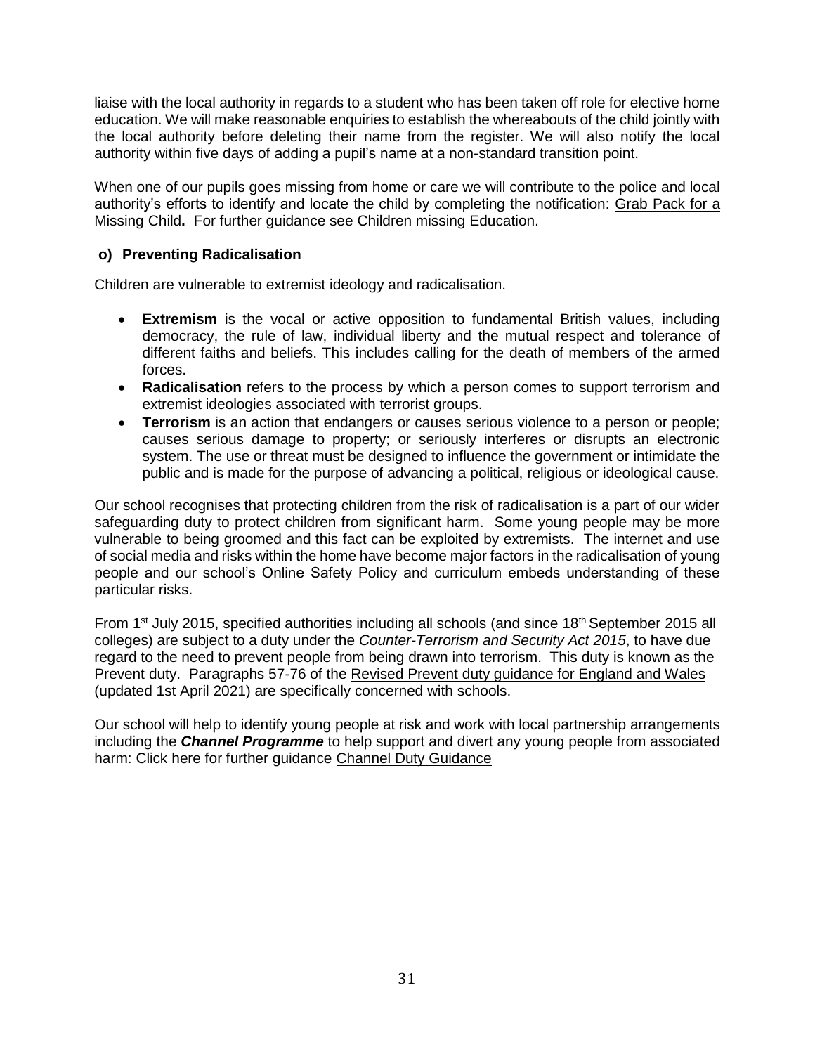liaise with the local authority in regards to a student who has been taken off role for elective home education. We will make reasonable enquiries to establish the whereabouts of the child jointly with the local authority before deleting their name from the register. We will also notify the local authority within five days of adding a pupil's name at a non-standard transition point.

When one of our pupils goes missing from home or care we will contribute to the police and local authority's efforts to identify and locate the child by completing the notification: Grab Pack for a Missing Child**.** For further guidance see Children missing Education.

### o) Preventing Radicalisation

Children are vulnerable to extremist ideology and radicalisation.

- **Extremism** is the vocal or active opposition to fundamental British values, including democracy, the rule of law, individual liberty and the mutual respect and tolerance of different faiths and beliefs. This includes calling for the death of members of the armed forces.
- **Radicalisation** refers to the process by which a person comes to support terrorism and extremist ideologies associated with terrorist groups.
- **Terrorism** is an action that endangers or causes serious violence to a person or people; causes serious damage to property; or seriously interferes or disrupts an electronic system. The use or threat must be designed to influence the government or intimidate the public and is made for the purpose of advancing a political, religious or ideological cause.

Our school recognises that protecting children from the risk of radicalisation is a part of our wider safeguarding duty to protect children from significant harm. Some young people may be more vulnerable to being groomed and this fact can be exploited by extremists. The internet and use of social media and risks within the home have become major factors in the radicalisation of young people and our school's Online Safety Policy and curriculum embeds understanding of these particular risks.

From 1st July 2015, specified authorities including all schools (and since 18th September 2015 all colleges) are subject to a duty under the *Counter-Terrorism and Security Act 2015*, to have due regard to the need to prevent people from being drawn into terrorism. This duty is known as the Prevent duty. Paragraphs 57-76 of the Revised Prevent duty guidance for England and Wales (updated 1st April 2021) are specifically concerned with schools.

Our school will help to identify young people at risk and work with local partnership arrangements including the ***Channel Programme*** to help support and divert any young people from associated harm: Click here for further guidance Channel Duty Guidance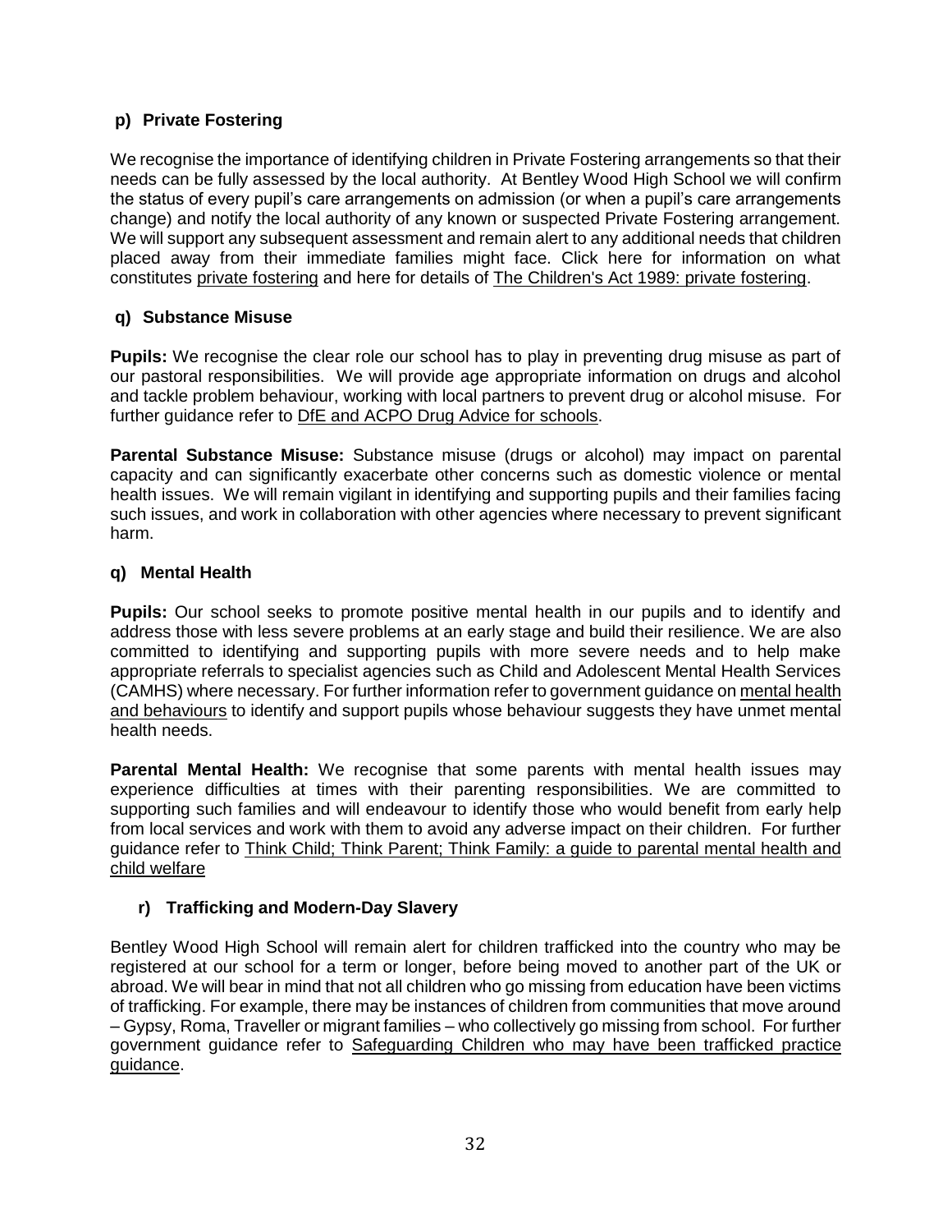### p) Private Fostering

We recognise the importance of identifying children in Private Fostering arrangements so that their needs can be fully assessed by the local authority. At Bentley Wood High School we will confirm the status of every pupil's care arrangements on admission (or when a pupil's care arrangements change) and notify the local authority of any known or suspected Private Fostering arrangement. We will support any subsequent assessment and remain alert to any additional needs that children placed away from their immediate families might face. Click here for information on what constitutes private fostering and here for details of The Children's Act 1989: private fostering.

### q) Substance Misuse

**Pupils:** We recognise the clear role our school has to play in preventing drug misuse as part of our pastoral responsibilities. We will provide age appropriate information on drugs and alcohol and tackle problem behaviour, working with local partners to prevent drug or alcohol misuse. For further guidance refer to DfE and ACPO Drug Advice for schools.

**Parental Substance Misuse:** Substance misuse (drugs or alcohol) may impact on parental capacity and can significantly exacerbate other concerns such as domestic violence or mental health issues. We will remain vigilant in identifying and supporting pupils and their families facing such issues, and work in collaboration with other agencies where necessary to prevent significant harm.

### q) Mental Health

**Pupils:** Our school seeks to promote positive mental health in our pupils and to identify and address those with less severe problems at an early stage and build their resilience. We are also committed to identifying and supporting pupils with more severe needs and to help make appropriate referrals to specialist agencies such as Child and Adolescent Mental Health Services (CAMHS) where necessary. For further information refer to government guidance on mental health and behaviours to identify and support pupils whose behaviour suggests they have unmet mental health needs.

**Parental Mental Health:** We recognise that some parents with mental health issues may experience difficulties at times with their parenting responsibilities. We are committed to supporting such families and will endeavour to identify those who would benefit from early help from local services and work with them to avoid any adverse impact on their children. For further guidance refer to Think Child; Think Parent; Think Family: a guide to parental mental health and child welfare

### r) Trafficking and Modern-Day Slavery

Bentley Wood High School will remain alert for children trafficked into the country who may be registered at our school for a term or longer, before being moved to another part of the UK or abroad. We will bear in mind that not all children who go missing from education have been victims of trafficking. For example, there may be instances of children from communities that move around – Gypsy, Roma, Traveller or migrant families – who collectively go missing from school. For further government guidance refer to Safeguarding Children who may have been trafficked practice guidance.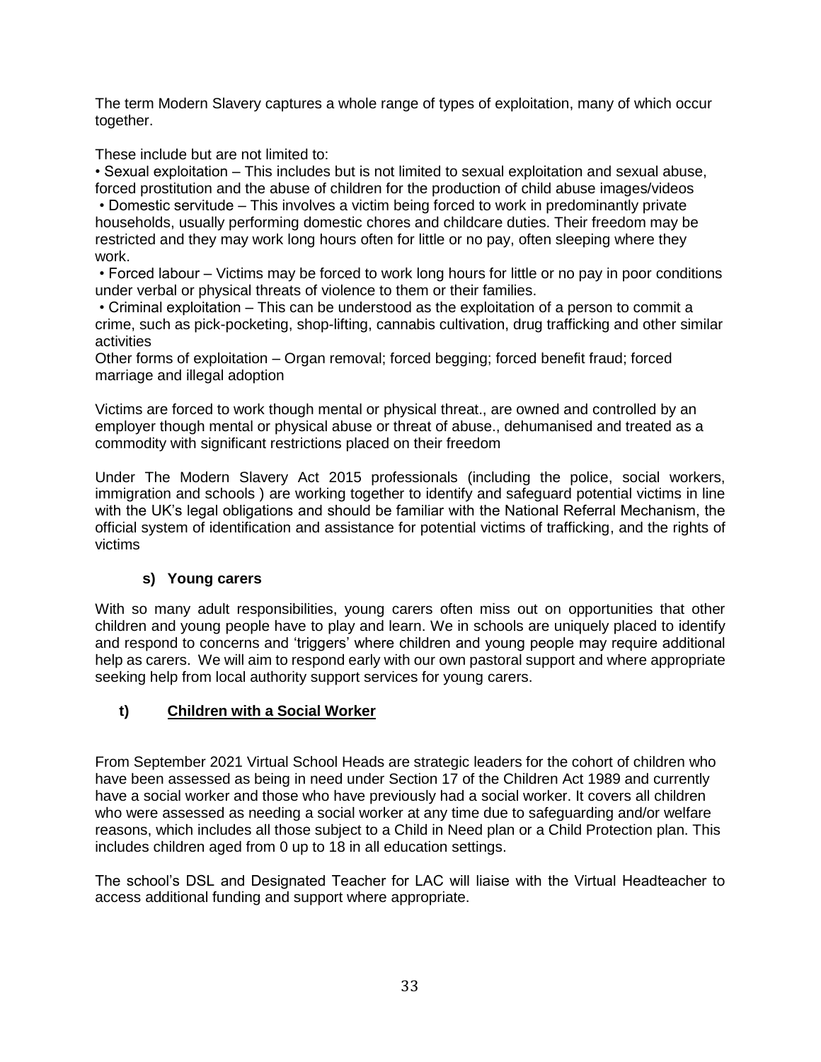The term Modern Slavery captures a whole range of types of exploitation, many of which occur together.

These include but are not limited to:

- Sexual exploitation – This includes but is not limited to sexual exploitation and sexual abuse, forced prostitution and the abuse of children for the production of child abuse images/videos
- Domestic servitude – This involves a victim being forced to work in predominantly private households, usually performing domestic chores and childcare duties. Their freedom may be restricted and they may work long hours often for little or no pay, often sleeping where they work.
- Forced labour – Victims may be forced to work long hours for little or no pay in poor conditions under verbal or physical threats of violence to them or their families.
- Criminal exploitation – This can be understood as the exploitation of a person to commit a crime, such as pick-pocketing, shop-lifting, cannabis cultivation, drug trafficking and other similar activities

Other forms of exploitation – Organ removal; forced begging; forced benefit fraud; forced marriage and illegal adoption

Victims are forced to work though mental or physical threat., are owned and controlled by an employer though mental or physical abuse or threat of abuse., dehumanised and treated as a commodity with significant restrictions placed on their freedom

Under The Modern Slavery Act 2015 professionals (including the police, social workers, immigration and schools ) are working together to identify and safeguard potential victims in line with the UK's legal obligations and should be familiar with the National Referral Mechanism, the official system of identification and assistance for potential victims of trafficking, and the rights of victims

### s) Young carers

With so many adult responsibilities, young carers often miss out on opportunities that other children and young people have to play and learn. We in schools are uniquely placed to identify and respond to concerns and 'triggers' where children and young people may require additional help as carers. We will aim to respond early with our own pastoral support and where appropriate seeking help from local authority support services for young carers.

### t) Children with a Social Worker

From September 2021 Virtual School Heads are strategic leaders for the cohort of children who have been assessed as being in need under Section 17 of the Children Act 1989 and currently have a social worker and those who have previously had a social worker. It covers all children who were assessed as needing a social worker at any time due to safeguarding and/or welfare reasons, which includes all those subject to a Child in Need plan or a Child Protection plan. This includes children aged from 0 up to 18 in all education settings.

The school's DSL and Designated Teacher for LAC will liaise with the Virtual Headteacher to access additional funding and support where appropriate.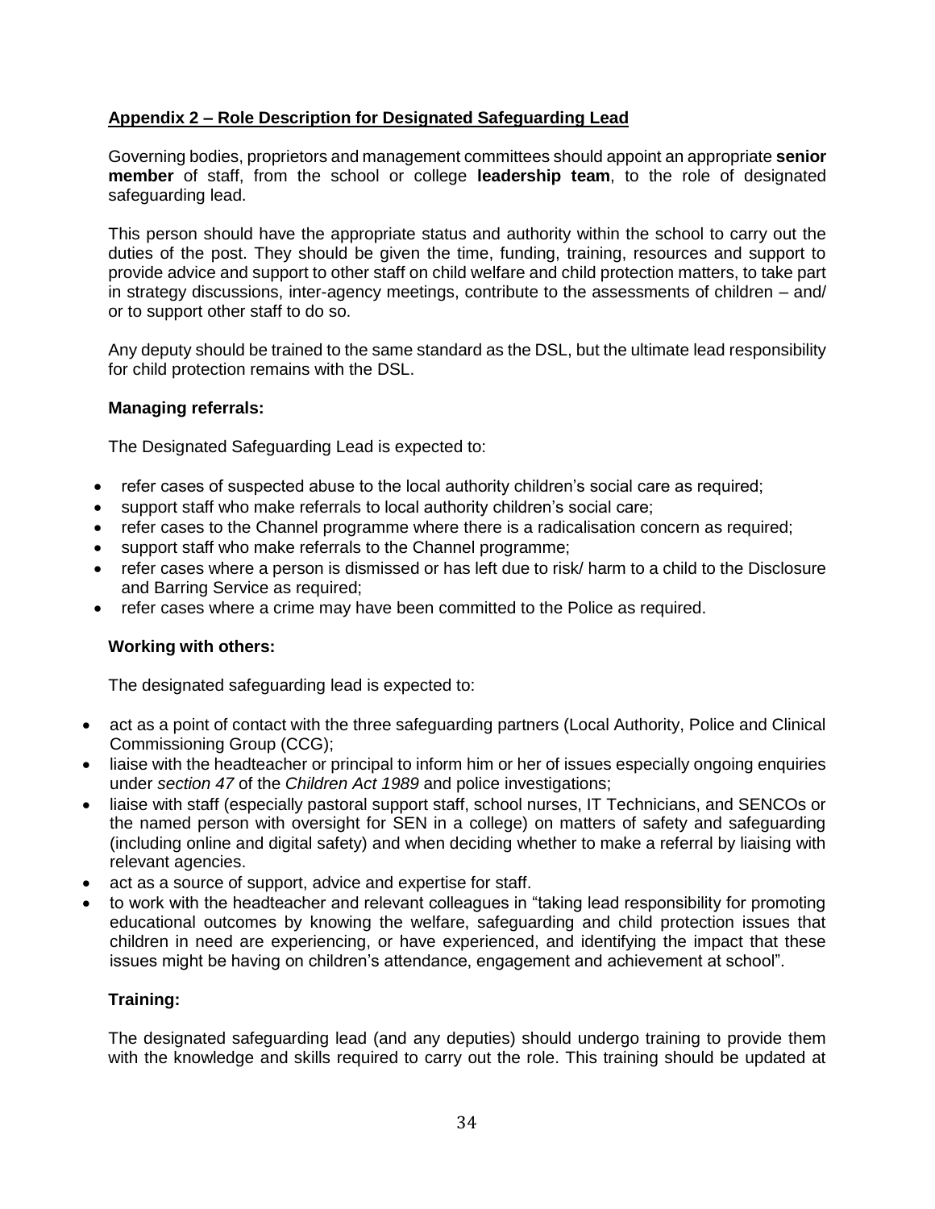## Appendix 2 – Role Description for Designated Safeguarding Lead

Governing bodies, proprietors and management committees should appoint an appropriate **senior member** of staff, from the school or college **leadership team**, to the role of designated safeguarding lead.

This person should have the appropriate status and authority within the school to carry out the duties of the post. They should be given the time, funding, training, resources and support to provide advice and support to other staff on child welfare and child protection matters, to take part in strategy discussions, inter-agency meetings, contribute to the assessments of children – and/ or to support other staff to do so.

Any deputy should be trained to the same standard as the DSL, but the ultimate lead responsibility for child protection remains with the DSL.

### Managing referrals:

The Designated Safeguarding Lead is expected to:

- refer cases of suspected abuse to the local authority children's social care as required;
- support staff who make referrals to local authority children's social care;
- refer cases to the Channel programme where there is a radicalisation concern as required;
- support staff who make referrals to the Channel programme;
- refer cases where a person is dismissed or has left due to risk/ harm to a child to the Disclosure and Barring Service as required;
- refer cases where a crime may have been committed to the Police as required.

### Working with others:

The designated safeguarding lead is expected to:

- act as a point of contact with the three safeguarding partners (Local Authority, Police and Clinical Commissioning Group (CCG);
- liaise with the headteacher or principal to inform him or her of issues especially ongoing enquiries under *section 47* of the *Children Act 1989* and police investigations;
- liaise with staff (especially pastoral support staff, school nurses, IT Technicians, and SENCOs or the named person with oversight for SEN in a college) on matters of safety and safeguarding (including online and digital safety) and when deciding whether to make a referral by liaising with relevant agencies.
- act as a source of support, advice and expertise for staff.
- to work with the headteacher and relevant colleagues in "taking lead responsibility for promoting educational outcomes by knowing the welfare, safeguarding and child protection issues that children in need are experiencing, or have experienced, and identifying the impact that these issues might be having on children's attendance, engagement and achievement at school".

### Training:

The designated safeguarding lead (and any deputies) should undergo training to provide them with the knowledge and skills required to carry out the role. This training should be updated at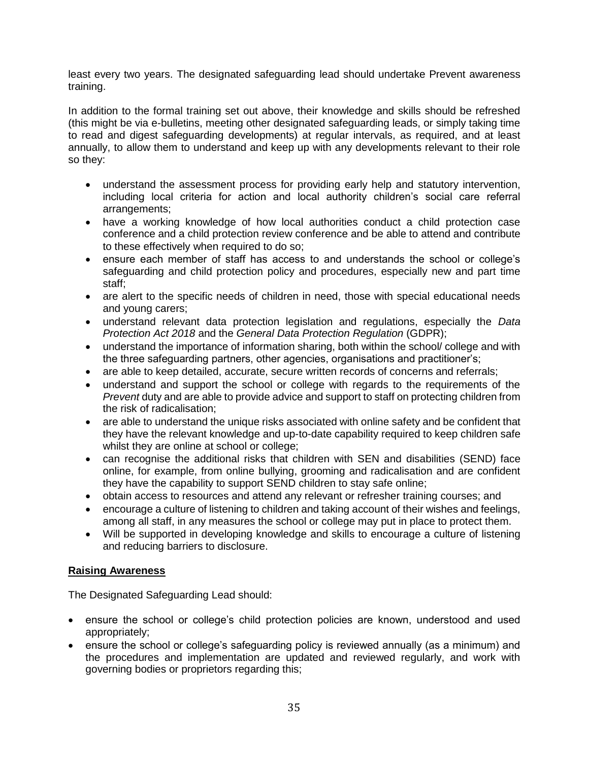least every two years. The designated safeguarding lead should undertake Prevent awareness training.

In addition to the formal training set out above, their knowledge and skills should be refreshed (this might be via e-bulletins, meeting other designated safeguarding leads, or simply taking time to read and digest safeguarding developments) at regular intervals, as required, and at least annually, to allow them to understand and keep up with any developments relevant to their role so they:

- understand the assessment process for providing early help and statutory intervention, including local criteria for action and local authority children's social care referral arrangements;
- have a working knowledge of how local authorities conduct a child protection case conference and a child protection review conference and be able to attend and contribute to these effectively when required to do so;
- ensure each member of staff has access to and understands the school or college's safeguarding and child protection policy and procedures, especially new and part time staff;
- are alert to the specific needs of children in need, those with special educational needs and young carers;
- understand relevant data protection legislation and regulations, especially the *Data Protection Act 2018* and the *General Data Protection Regulation* (GDPR);
- understand the importance of information sharing, both within the school/ college and with the three safeguarding partners, other agencies, organisations and practitioner's;
- are able to keep detailed, accurate, secure written records of concerns and referrals;
- understand and support the school or college with regards to the requirements of the *Prevent* duty and are able to provide advice and support to staff on protecting children from the risk of radicalisation;
- are able to understand the unique risks associated with online safety and be confident that they have the relevant knowledge and up-to-date capability required to keep children safe whilst they are online at school or college;
- can recognise the additional risks that children with SEN and disabilities (SEND) face online, for example, from online bullying, grooming and radicalisation and are confident they have the capability to support SEND children to stay safe online;
- obtain access to resources and attend any relevant or refresher training courses; and
- encourage a culture of listening to children and taking account of their wishes and feelings, among all staff, in any measures the school or college may put in place to protect them.
- Will be supported in developing knowledge and skills to encourage a culture of listening and reducing barriers to disclosure.

**<u>Raising Awareness</u>**

The Designated Safeguarding Lead should:

- ensure the school or college's child protection policies are known, understood and used appropriately;
- ensure the school or college's safeguarding policy is reviewed annually (as a minimum) and the procedures and implementation are updated and reviewed regularly, and work with governing bodies or proprietors regarding this;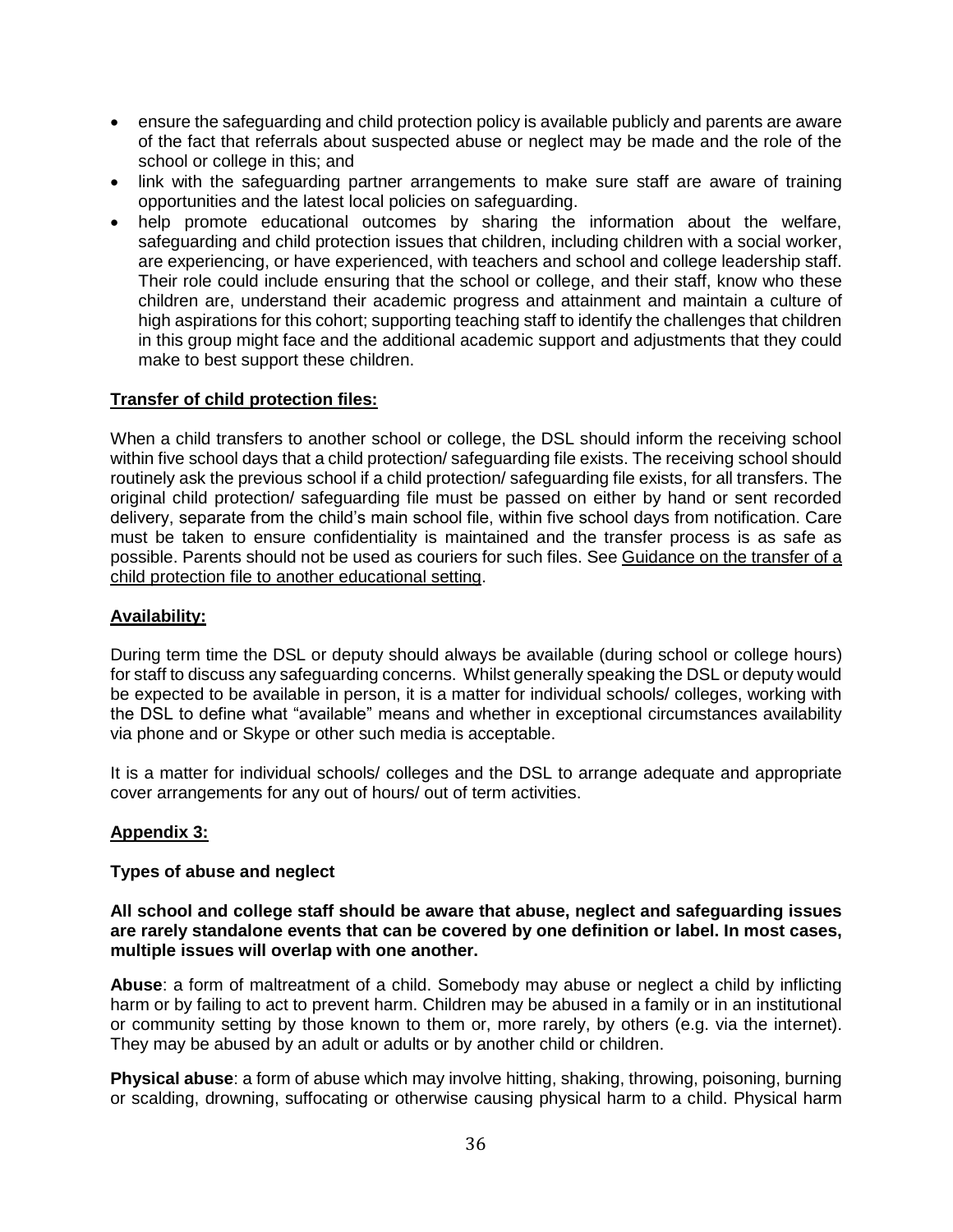- ensure the safeguarding and child protection policy is available publicly and parents are aware of the fact that referrals about suspected abuse or neglect may be made and the role of the school or college in this; and
- link with the safeguarding partner arrangements to make sure staff are aware of training opportunities and the latest local policies on safeguarding.
- help promote educational outcomes by sharing the information about the welfare, safeguarding and child protection issues that children, including children with a social worker, are experiencing, or have experienced, with teachers and school and college leadership staff. Their role could include ensuring that the school or college, and their staff, know who these children are, understand their academic progress and attainment and maintain a culture of high aspirations for this cohort; supporting teaching staff to identify the challenges that children in this group might face and the additional academic support and adjustments that they could make to best support these children.

**Transfer of child protection files:**

When a child transfers to another school or college, the DSL should inform the receiving school within five school days that a child protection/ safeguarding file exists. The receiving school should routinely ask the previous school if a child protection/ safeguarding file exists, for all transfers. The original child protection/ safeguarding file must be passed on either by hand or sent recorded delivery, separate from the child's main school file, within five school days from notification. Care must be taken to ensure confidentiality is maintained and the transfer process is as safe as possible. Parents should not be used as couriers for such files. See Guidance on the transfer of a child protection file to another educational setting.

**Availability:**

During term time the DSL or deputy should always be available (during school or college hours) for staff to discuss any safeguarding concerns. Whilst generally speaking the DSL or deputy would be expected to be available in person, it is a matter for individual schools/ colleges, working with the DSL to define what "available" means and whether in exceptional circumstances availability via phone and or Skype or other such media is acceptable.

It is a matter for individual schools/ colleges and the DSL to arrange adequate and appropriate cover arrangements for any out of hours/ out of term activities.

**Appendix 3:**

**Types of abuse and neglect**

**All school and college staff should be aware that abuse, neglect and safeguarding issues are rarely standalone events that can be covered by one definition or label. In most cases, multiple issues will overlap with one another.**

**Abuse**: a form of maltreatment of a child. Somebody may abuse or neglect a child by inflicting harm or by failing to act to prevent harm. Children may be abused in a family or in an institutional or community setting by those known to them or, more rarely, by others (e.g. via the internet). They may be abused by an adult or adults or by another child or children.

**Physical abuse**: a form of abuse which may involve hitting, shaking, throwing, poisoning, burning or scalding, drowning, suffocating or otherwise causing physical harm to a child. Physical harm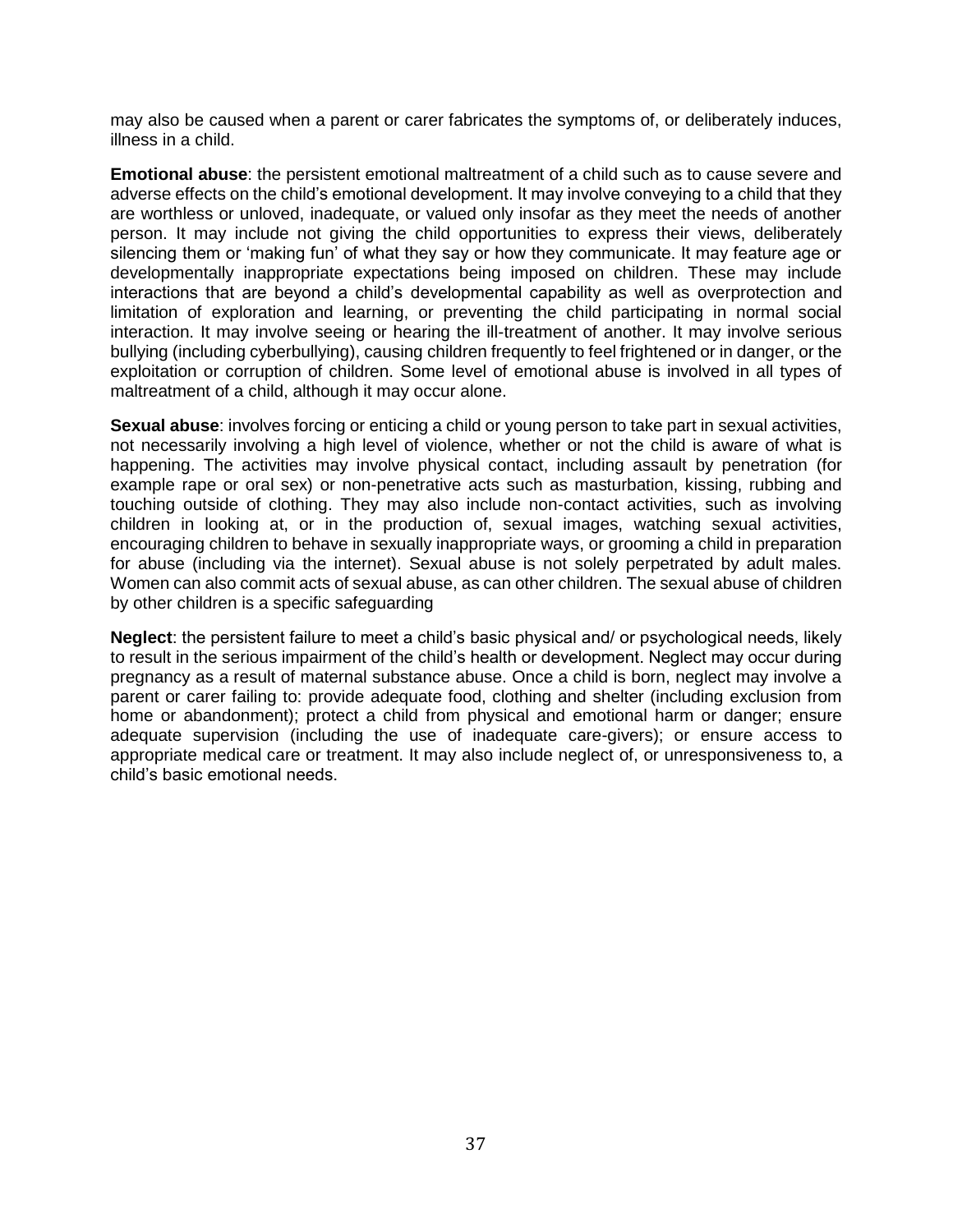may also be caused when a parent or carer fabricates the symptoms of, or deliberately induces, illness in a child.

**Emotional abuse**: the persistent emotional maltreatment of a child such as to cause severe and adverse effects on the child's emotional development. It may involve conveying to a child that they are worthless or unloved, inadequate, or valued only insofar as they meet the needs of another person. It may include not giving the child opportunities to express their views, deliberately silencing them or 'making fun' of what they say or how they communicate. It may feature age or developmentally inappropriate expectations being imposed on children. These may include interactions that are beyond a child's developmental capability as well as overprotection and limitation of exploration and learning, or preventing the child participating in normal social interaction. It may involve seeing or hearing the ill-treatment of another. It may involve serious bullying (including cyberbullying), causing children frequently to feel frightened or in danger, or the exploitation or corruption of children. Some level of emotional abuse is involved in all types of maltreatment of a child, although it may occur alone.

**Sexual abuse**: involves forcing or enticing a child or young person to take part in sexual activities, not necessarily involving a high level of violence, whether or not the child is aware of what is happening. The activities may involve physical contact, including assault by penetration (for example rape or oral sex) or non-penetrative acts such as masturbation, kissing, rubbing and touching outside of clothing. They may also include non-contact activities, such as involving children in looking at, or in the production of, sexual images, watching sexual activities, encouraging children to behave in sexually inappropriate ways, or grooming a child in preparation for abuse (including via the internet). Sexual abuse is not solely perpetrated by adult males. Women can also commit acts of sexual abuse, as can other children. The sexual abuse of children by other children is a specific safeguarding

**Neglect**: the persistent failure to meet a child's basic physical and/ or psychological needs, likely to result in the serious impairment of the child's health or development. Neglect may occur during pregnancy as a result of maternal substance abuse. Once a child is born, neglect may involve a parent or carer failing to: provide adequate food, clothing and shelter (including exclusion from home or abandonment); protect a child from physical and emotional harm or danger; ensure adequate supervision (including the use of inadequate care-givers); or ensure access to appropriate medical care or treatment. It may also include neglect of, or unresponsiveness to, a child's basic emotional needs.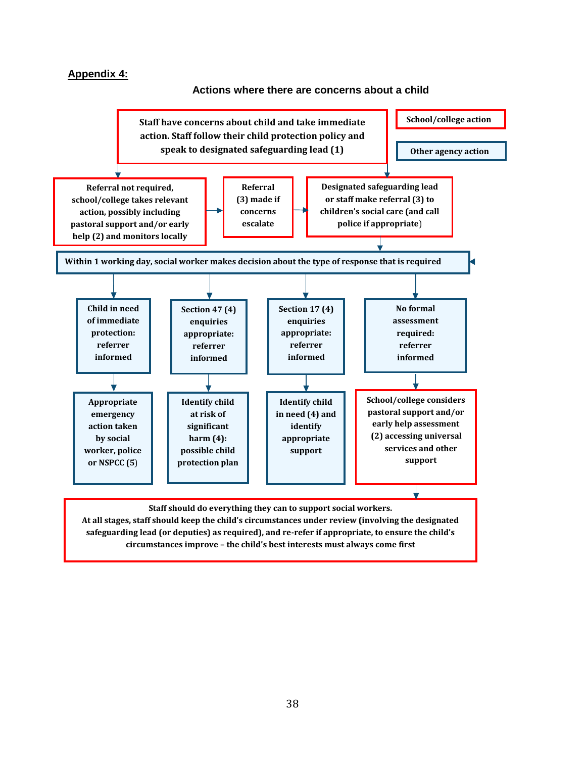## Appendix 4:

### Actions where there are concerns about a child

School/college action

Other agency action

Staff have concerns about child and take immediate action. Staff follow their child protection policy and speak to designated safeguarding lead (1)

Referral not required, school/college takes relevant action, possibly including pastoral support and/or early help (2) and monitors locally

Referral (3) made if concerns escalate

Designated safeguarding lead or staff make referral (3) to children's social care (and call police if appropriate)

Within 1 working day, social worker makes decision about the type of response that is required

Child in need of immediate protection: referrer informed

Section 47 (4) enquiries appropriate: referrer informed

Section 17 (4) enquiries appropriate: referrer informed

No formal assessment required: referrer informed

Appropriate emergency action taken by social worker, police or NSPCC (5)

Identify child at risk of significant harm (4): possible child protection plan

Identify child in need (4) and identify appropriate support

School/college considers pastoral support and/or early help assessment (2) accessing universal services and other support

Staff should do everything they can to support social workers.
At all stages, staff should keep the child's circumstances under review (involving the designated safeguarding lead (or deputies) as required), and re-refer if appropriate, to ensure the child's circumstances improve – the child's best interests must always come first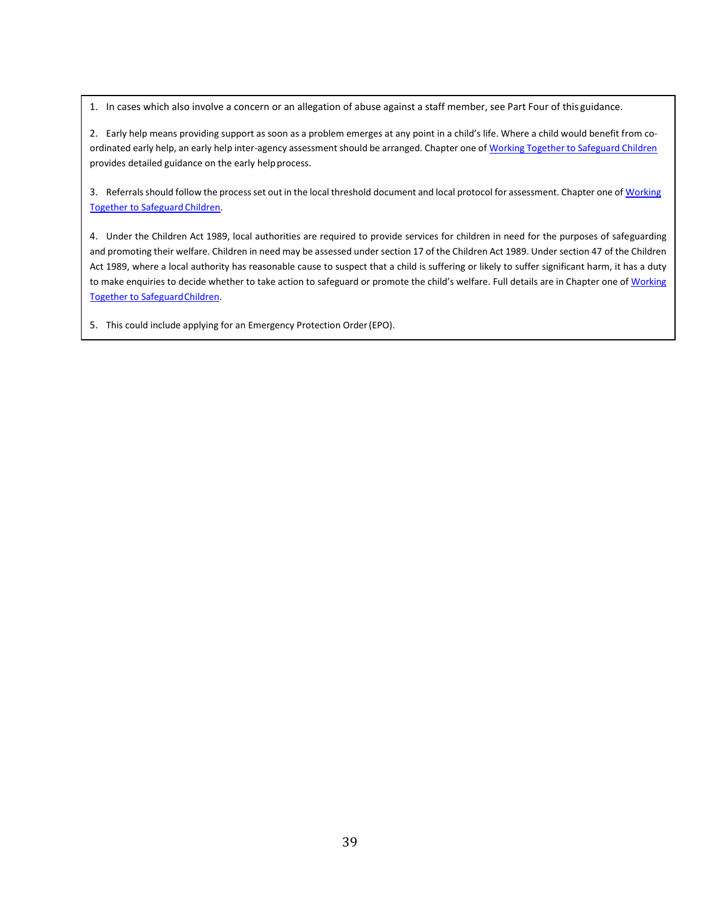1. In cases which also involve a concern or an allegation of abuse against a staff member, see Part Four of this guidance.

2. Early help means providing support as soon as a problem emerges at any point in a child's life. Where a child would benefit from co-ordinated early help, an early help inter-agency assessment should be arranged. Chapter one of Working Together to Safeguard Children provides detailed guidance on the early help process.

3. Referrals should follow the process set out in the local threshold document and local protocol for assessment. Chapter one of Working Together to Safeguard Children.

4. Under the Children Act 1989, local authorities are required to provide services for children in need for the purposes of safeguarding and promoting their welfare. Children in need may be assessed under section 17 of the Children Act 1989. Under section 47 of the Children Act 1989, where a local authority has reasonable cause to suspect that a child is suffering or likely to suffer significant harm, it has a duty to make enquiries to decide whether to take action to safeguard or promote the child's welfare. Full details are in Chapter one of Working Together to Safeguard Children.

5. This could include applying for an Emergency Protection Order (EPO).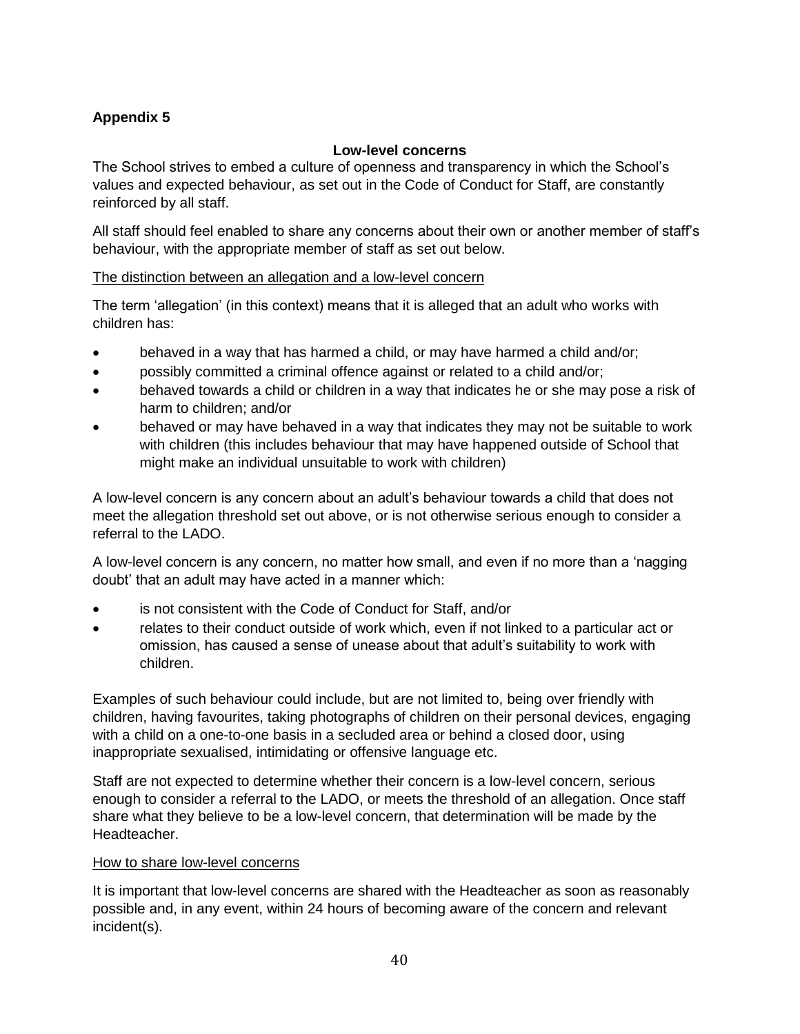**Appendix 5**

## Low-level concerns

The School strives to embed a culture of openness and transparency in which the School's values and expected behaviour, as set out in the Code of Conduct for Staff, are constantly reinforced by all staff.

All staff should feel enabled to share any concerns about their own or another member of staff's behaviour, with the appropriate member of staff as set out below.

### The distinction between an allegation and a low-level concern

The term 'allegation' (in this context) means that it is alleged that an adult who works with children has:

- behaved in a way that has harmed a child, or may have harmed a child and/or;
- possibly committed a criminal offence against or related to a child and/or;
- behaved towards a child or children in a way that indicates he or she may pose a risk of harm to children; and/or
- behaved or may have behaved in a way that indicates they may not be suitable to work with children (this includes behaviour that may have happened outside of School that might make an individual unsuitable to work with children)

A low-level concern is any concern about an adult's behaviour towards a child that does not meet the allegation threshold set out above, or is not otherwise serious enough to consider a referral to the LADO.

A low-level concern is any concern, no matter how small, and even if no more than a 'nagging doubt' that an adult may have acted in a manner which:

- is not consistent with the Code of Conduct for Staff, and/or
- relates to their conduct outside of work which, even if not linked to a particular act or omission, has caused a sense of unease about that adult's suitability to work with children.

Examples of such behaviour could include, but are not limited to, being over friendly with children, having favourites, taking photographs of children on their personal devices, engaging with a child on a one-to-one basis in a secluded area or behind a closed door, using inappropriate sexualised, intimidating or offensive language etc.

Staff are not expected to determine whether their concern is a low-level concern, serious enough to consider a referral to the LADO, or meets the threshold of an allegation. Once staff share what they believe to be a low-level concern, that determination will be made by the Headteacher.

### How to share low-level concerns

It is important that low-level concerns are shared with the Headteacher as soon as reasonably possible and, in any event, within 24 hours of becoming aware of the concern and relevant incident(s).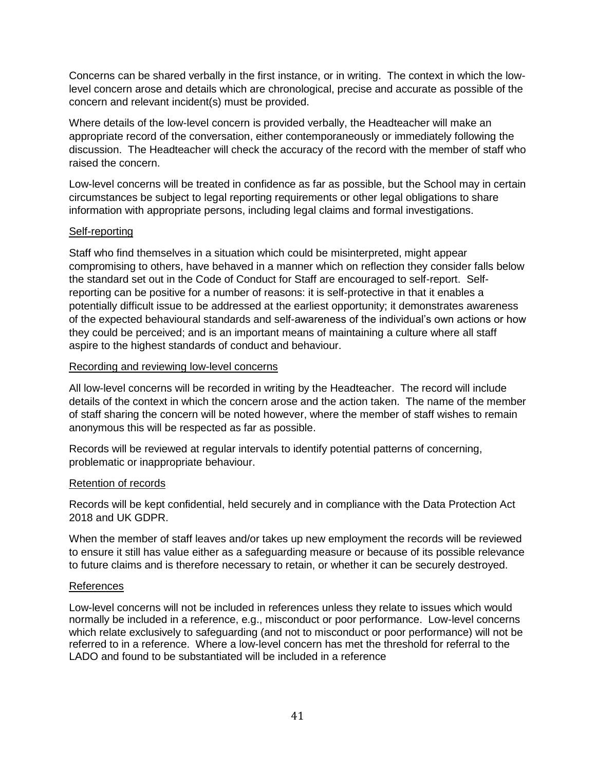Concerns can be shared verbally in the first instance, or in writing. The context in which the low-level concern arose and details which are chronological, precise and accurate as possible of the concern and relevant incident(s) must be provided.

Where details of the low-level concern is provided verbally, the Headteacher will make an appropriate record of the conversation, either contemporaneously or immediately following the discussion. The Headteacher will check the accuracy of the record with the member of staff who raised the concern.

Low-level concerns will be treated in confidence as far as possible, but the School may in certain circumstances be subject to legal reporting requirements or other legal obligations to share information with appropriate persons, including legal claims and formal investigations.

### Self-reporting

Staff who find themselves in a situation which could be misinterpreted, might appear compromising to others, have behaved in a manner which on reflection they consider falls below the standard set out in the Code of Conduct for Staff are encouraged to self-report. Self-reporting can be positive for a number of reasons: it is self-protective in that it enables a potentially difficult issue to be addressed at the earliest opportunity; it demonstrates awareness of the expected behavioural standards and self-awareness of the individual's own actions or how they could be perceived; and is an important means of maintaining a culture where all staff aspire to the highest standards of conduct and behaviour.

### Recording and reviewing low-level concerns

All low-level concerns will be recorded in writing by the Headteacher. The record will include details of the context in which the concern arose and the action taken. The name of the member of staff sharing the concern will be noted however, where the member of staff wishes to remain anonymous this will be respected as far as possible.

Records will be reviewed at regular intervals to identify potential patterns of concerning, problematic or inappropriate behaviour.

### Retention of records

Records will be kept confidential, held securely and in compliance with the Data Protection Act 2018 and UK GDPR.

When the member of staff leaves and/or takes up new employment the records will be reviewed to ensure it still has value either as a safeguarding measure or because of its possible relevance to future claims and is therefore necessary to retain, or whether it can be securely destroyed.

### References

Low-level concerns will not be included in references unless they relate to issues which would normally be included in a reference, e.g., misconduct or poor performance. Low-level concerns which relate exclusively to safeguarding (and not to misconduct or poor performance) will not be referred to in a reference. Where a low-level concern has met the threshold for referral to the LADO and found to be substantiated will be included in a reference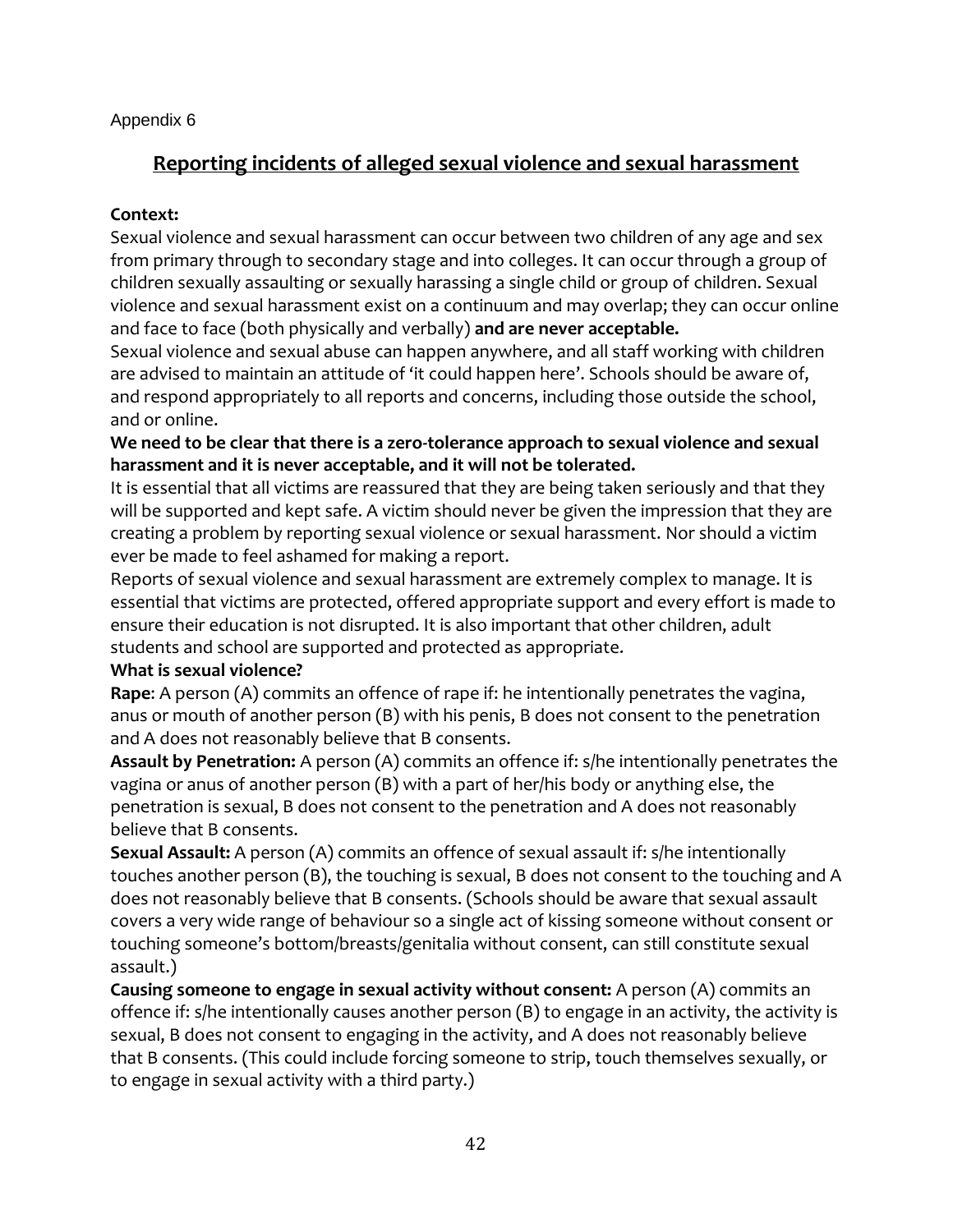Appendix 6

## Reporting incidents of alleged sexual violence and sexual harassment

**Context:**

Sexual violence and sexual harassment can occur between two children of any age and sex from primary through to secondary stage and into colleges. It can occur through a group of children sexually assaulting or sexually harassing a single child or group of children. Sexual violence and sexual harassment exist on a continuum and may overlap; they can occur online and face to face (both physically and verbally) **and are never acceptable.**

Sexual violence and sexual abuse can happen anywhere, and all staff working with children are advised to maintain an attitude of 'it could happen here'. Schools should be aware of, and respond appropriately to all reports and concerns, including those outside the school, and or online.

**We need to be clear that there is a zero-tolerance approach to sexual violence and sexual harassment and it is never acceptable, and it will not be tolerated.**

It is essential that all victims are reassured that they are being taken seriously and that they will be supported and kept safe. A victim should never be given the impression that they are creating a problem by reporting sexual violence or sexual harassment. Nor should a victim ever be made to feel ashamed for making a report.

Reports of sexual violence and sexual harassment are extremely complex to manage. It is essential that victims are protected, offered appropriate support and every effort is made to ensure their education is not disrupted. It is also important that other children, adult students and school are supported and protected as appropriate.

**What is sexual violence?**

**Rape**: A person (A) commits an offence of rape if: he intentionally penetrates the vagina, anus or mouth of another person (B) with his penis, B does not consent to the penetration and A does not reasonably believe that B consents.

**Assault by Penetration:** A person (A) commits an offence if: s/he intentionally penetrates the vagina or anus of another person (B) with a part of her/his body or anything else, the penetration is sexual, B does not consent to the penetration and A does not reasonably believe that B consents.

**Sexual Assault:** A person (A) commits an offence of sexual assault if: s/he intentionally touches another person (B), the touching is sexual, B does not consent to the touching and A does not reasonably believe that B consents. (Schools should be aware that sexual assault covers a very wide range of behaviour so a single act of kissing someone without consent or touching someone's bottom/breasts/genitalia without consent, can still constitute sexual assault.)

**Causing someone to engage in sexual activity without consent:** A person (A) commits an offence if: s/he intentionally causes another person (B) to engage in an activity, the activity is sexual, B does not consent to engaging in the activity, and A does not reasonably believe that B consents. (This could include forcing someone to strip, touch themselves sexually, or to engage in sexual activity with a third party.)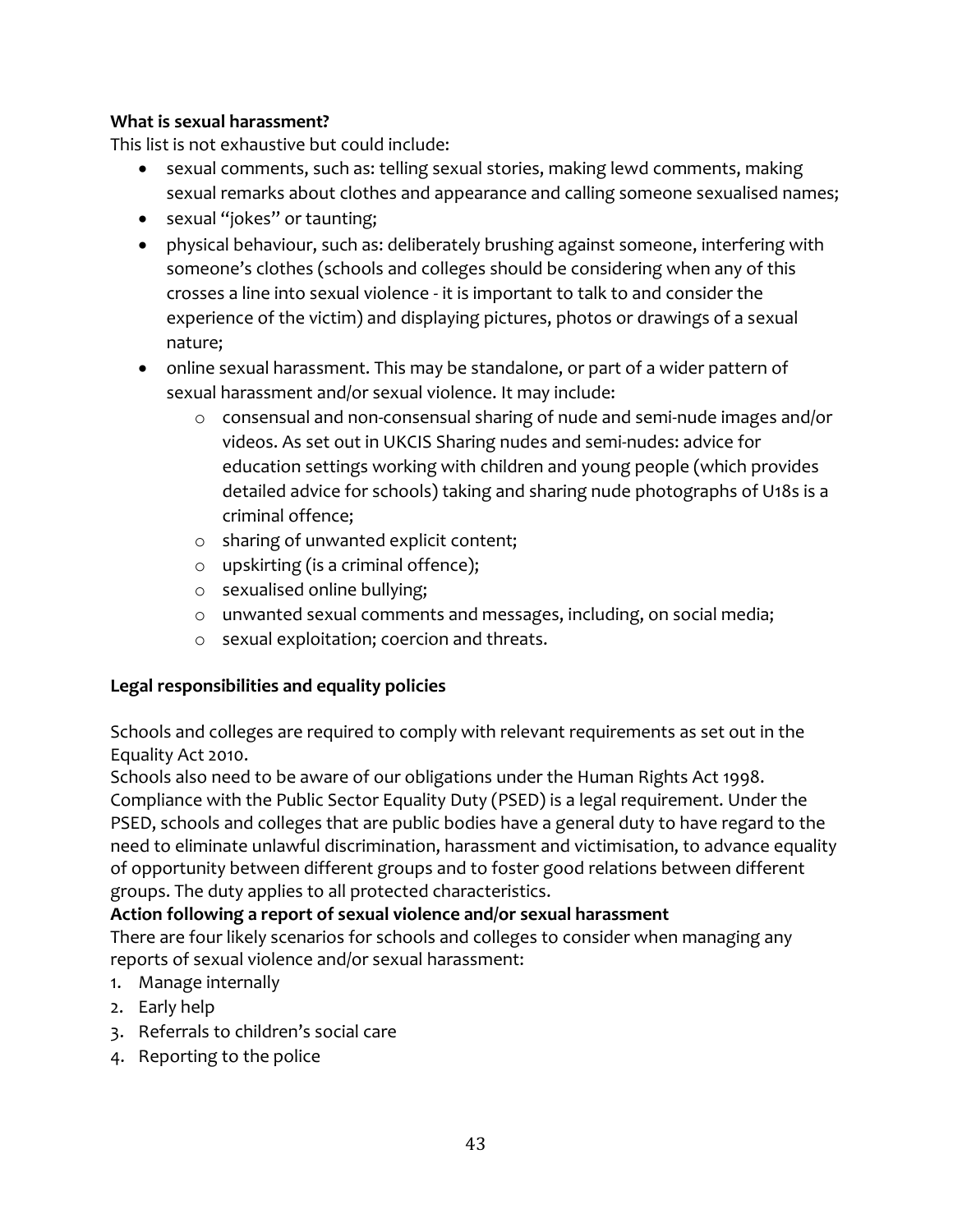**What is sexual harassment?**

This list is not exhaustive but could include:

- sexual comments, such as: telling sexual stories, making lewd comments, making sexual remarks about clothes and appearance and calling someone sexualised names;
- sexual "jokes" or taunting;
- physical behaviour, such as: deliberately brushing against someone, interfering with someone's clothes (schools and colleges should be considering when any of this crosses a line into sexual violence - it is important to talk to and consider the experience of the victim) and displaying pictures, photos or drawings of a sexual nature;
- online sexual harassment. This may be standalone, or part of a wider pattern of sexual harassment and/or sexual violence. It may include:
    - consensual and non-consensual sharing of nude and semi-nude images and/or videos. As set out in UKCIS Sharing nudes and semi-nudes: advice for education settings working with children and young people (which provides detailed advice for schools) taking and sharing nude photographs of U18s is a criminal offence;
    - sharing of unwanted explicit content;
    - upskirting (is a criminal offence);
    - sexualised online bullying;
    - unwanted sexual comments and messages, including, on social media;
    - sexual exploitation; coercion and threats.

**Legal responsibilities and equality policies**

Schools and colleges are required to comply with relevant requirements as set out in the Equality Act 2010.

Schools also need to be aware of our obligations under the Human Rights Act 1998. Compliance with the Public Sector Equality Duty (PSED) is a legal requirement. Under the PSED, schools and colleges that are public bodies have a general duty to have regard to the need to eliminate unlawful discrimination, harassment and victimisation, to advance equality of opportunity between different groups and to foster good relations between different groups. The duty applies to all protected characteristics.

**Action following a report of sexual violence and/or sexual harassment**

There are four likely scenarios for schools and colleges to consider when managing any reports of sexual violence and/or sexual harassment:

1. Manage internally
2. Early help
3. Referrals to children's social care
4. Reporting to the police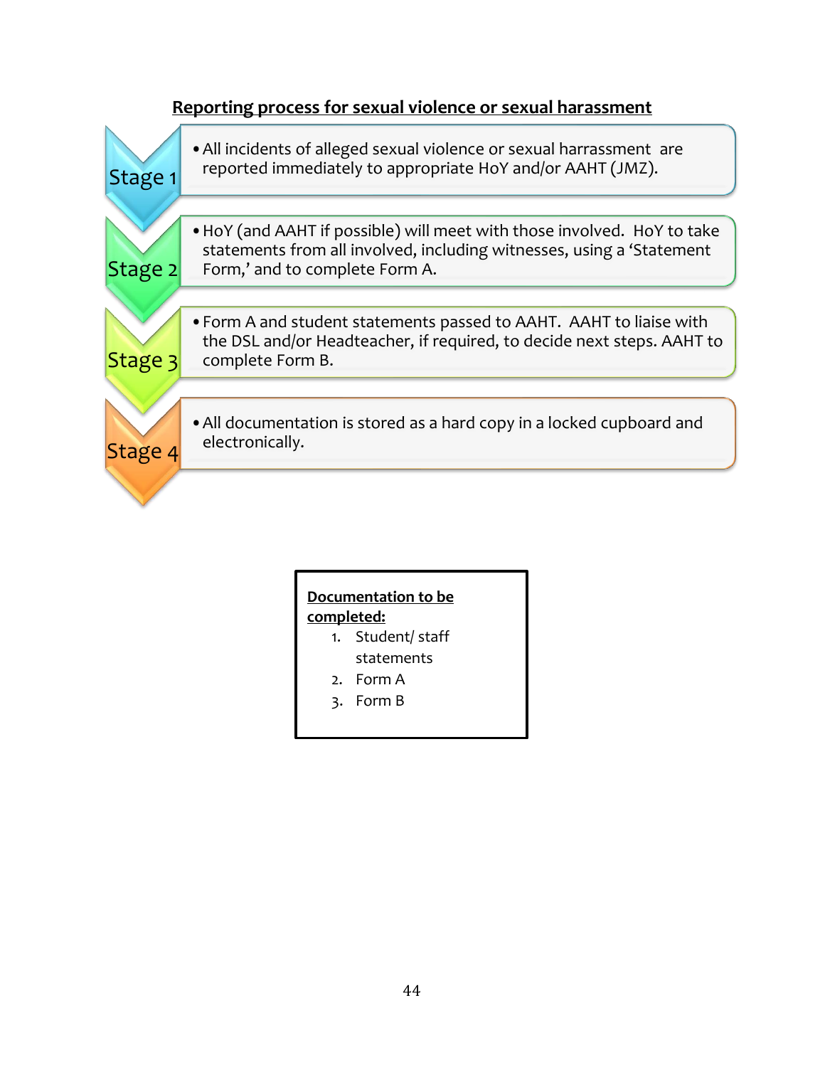## Reporting process for sexual violence or sexual harassment

**Stage 1**

- All incidents of alleged sexual violence or sexual harrassment are reported immediately to appropriate HoY and/or AAHT (JMZ).

**Stage 2**

- HoY (and AAHT if possible) will meet with those involved. HoY to take statements from all involved, including witnesses, using a 'Statement Form,' and to complete Form A.

**Stage 3**

- Form A and student statements passed to AAHT. AAHT to liaise with the DSL and/or Headteacher, if required, to decide next steps. AAHT to complete Form B.

**Stage 4**

- All documentation is stored as a hard copy in a locked cupboard and electronically.

**Documentation to be completed:**

1. Student/ staff statements
2. Form A
3. Form B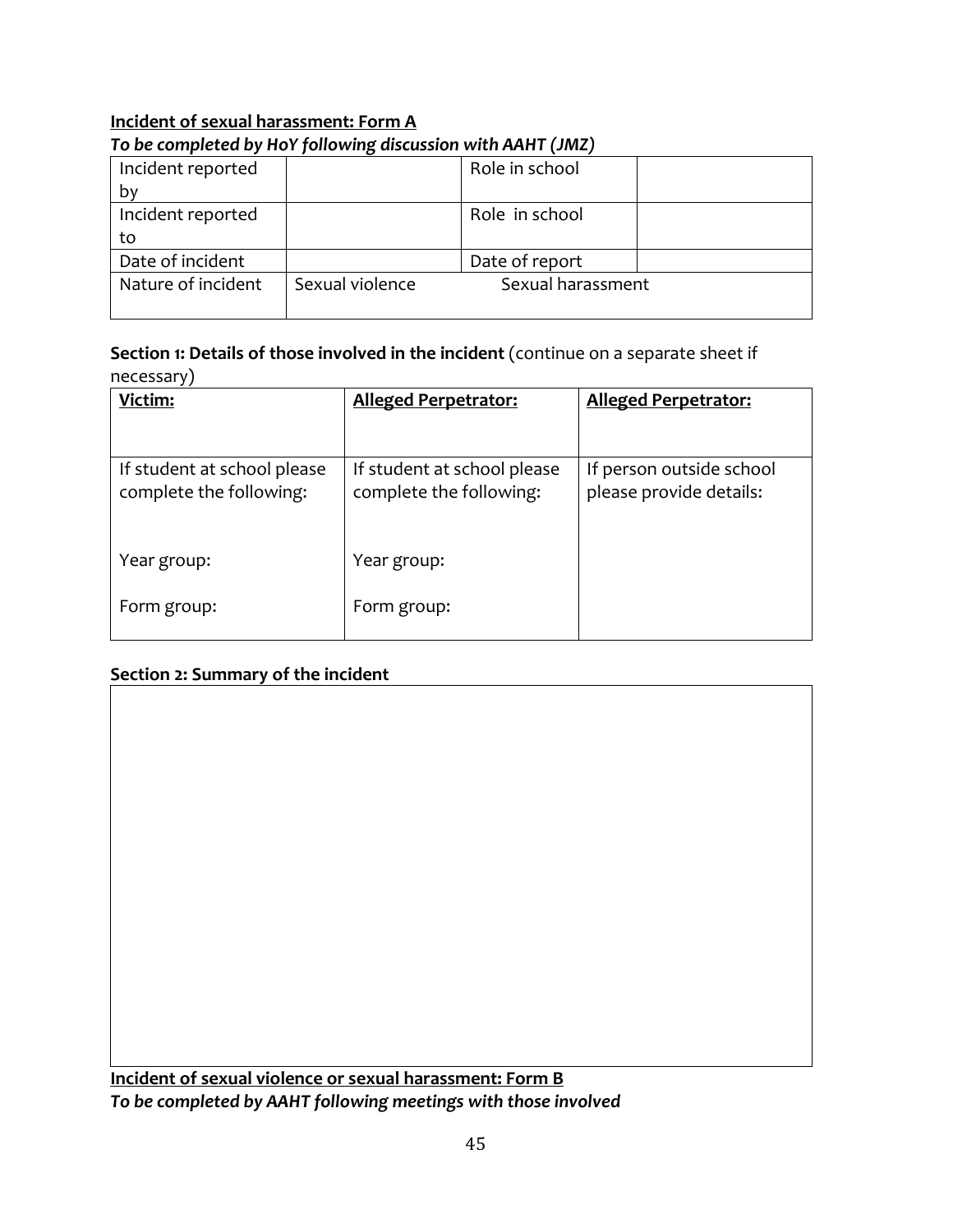**Incident of sexual harassment: Form A**

***To be completed by HoY following discussion with AAHT (JMZ)***

| Incident reported by | | Role in school | |
|---|---|---|---|
| Incident reported to | | Role in school | |
| Date of incident | | Date of report | |
| Nature of incident | Sexual violence | Sexual harassment | |

**Section 1: Details of those involved in the incident** (continue on a separate sheet if necessary)

| **Victim:** | **Alleged Perpetrator:** | **Alleged Perpetrator:** |
|---|---|---|
| If student at school please complete the following:<br><br>Year group:<br><br>Form group: | If student at school please complete the following:<br><br>Year group:<br><br>Form group: | If person outside school please provide details: |

**Section 2: Summary of the incident**

| |
|---|
| |

**Incident of sexual violence or sexual harassment: Form B**

***To be completed by AAHT following meetings with those involved***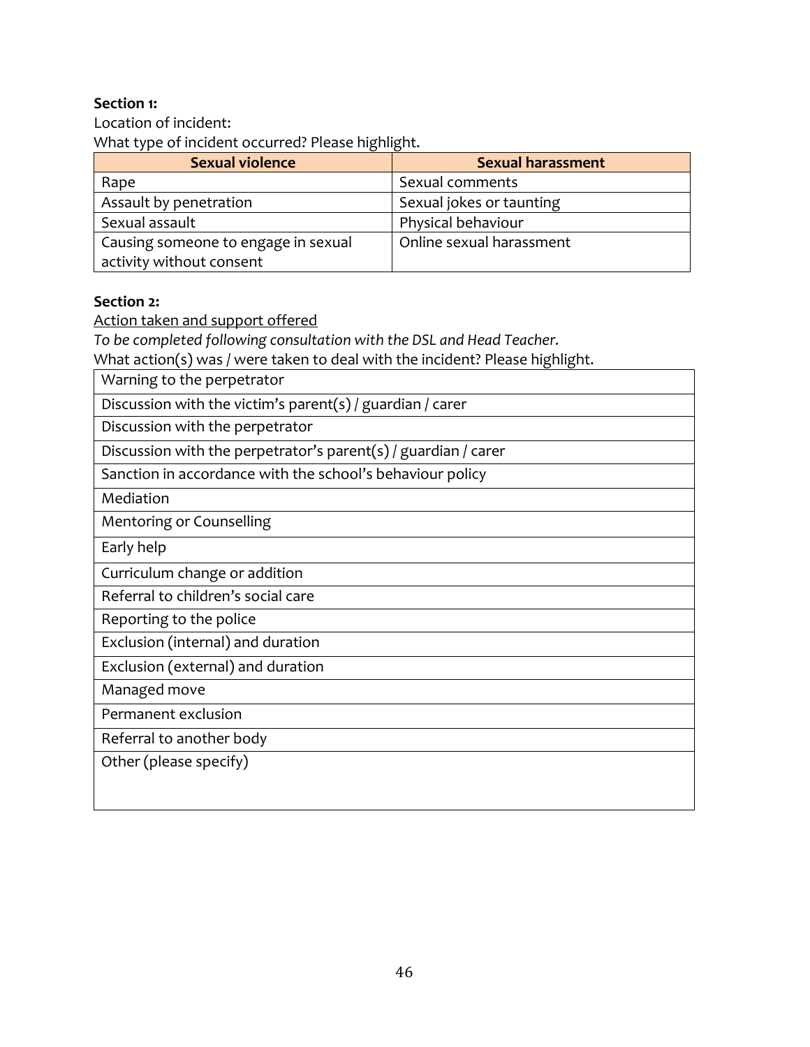**Section 1:**

Location of incident:

What type of incident occurred? Please highlight.

| Sexual violence | Sexual harassment |
|---|---|
| Rape | Sexual comments |
| Assault by penetration | Sexual jokes or taunting |
| Sexual assault | Physical behaviour |
| Causing someone to engage in sexual activity without consent | Online sexual harassment |

**Section 2:**

Action taken and support offered

*To be completed following consultation with the DSL and Head Teacher.*

What action(s) was / were taken to deal with the incident? Please highlight.

| |
|---|
| Warning to the perpetrator |
| Discussion with the victim's parent(s) / guardian / carer |
| Discussion with the perpetrator |
| Discussion with the perpetrator's parent(s) / guardian / carer |
| Sanction in accordance with the school's behaviour policy |
| Mediation |
| Mentoring or Counselling |
| Early help |
| Curriculum change or addition |
| Referral to children's social care |
| Reporting to the police |
| Exclusion (internal) and duration |
| Exclusion (external) and duration |
| Managed move |
| Permanent exclusion |
| Referral to another body |
| Other (please specify) |